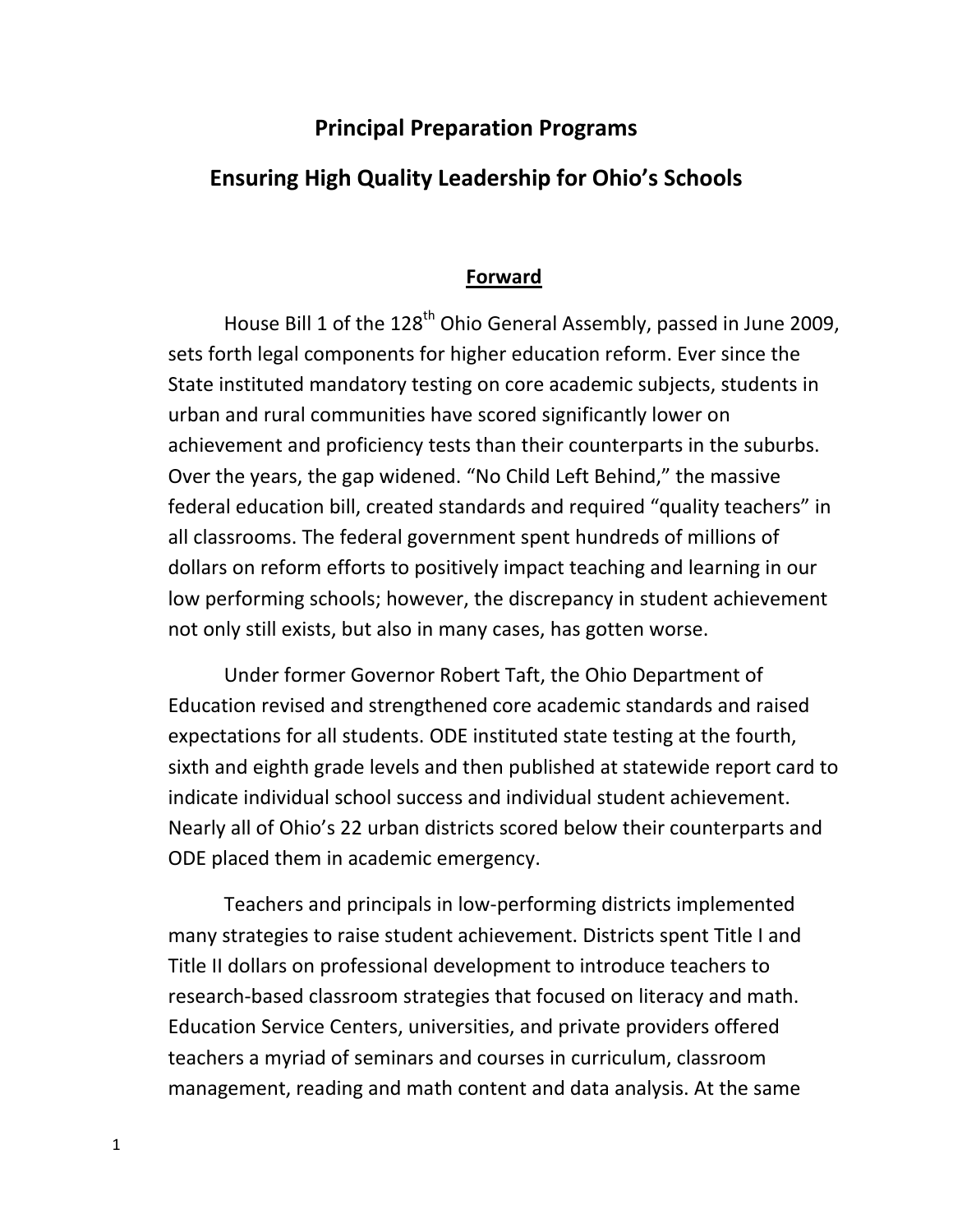# Principal Preparation Programs

# Ensuring High Quality Leadership for Ohio's Schools

## Forward

House Bill 1 of the 128th Ohio General Assembly, passed in June 2009, sets forth legal components for higher education reform. Ever since the State instituted mandatory testing on core academic subjects, students in urban and rural communities have scored significantly lower on achievement and proficiency tests than their counterparts in the suburbs. Over the years, the gap widened. "No Child Left Behind," the massive federal education bill, created standards and required "quality teachers" in all classrooms. The federal government spent hundreds of millions of dollars on reform efforts to positively impact teaching and learning in our low performing schools; however, the discrepancy in student achievement not only still exists, but also in many cases, has gotten worse.

Under former Governor Robert Taft, the Ohio Department of Education revised and strengthened core academic standards and raised expectations for all students. ODE instituted state testing at the fourth, sixth and eighth grade levels and then published at statewide report card to indicate individual school success and individual student achievement. Nearly all of Ohio's 22 urban districts scored below their counterparts and ODE placed them in academic emergency.

Teachers and principals in low-performing districts implemented many strategies to raise student achievement. Districts spent Title I and Title II dollars on professional development to introduce teachers to research-based classroom strategies that focused on literacy and math. Education Service Centers, universities, and private providers offered teachers a myriad of seminars and courses in curriculum, classroom management, reading and math content and data analysis. At the same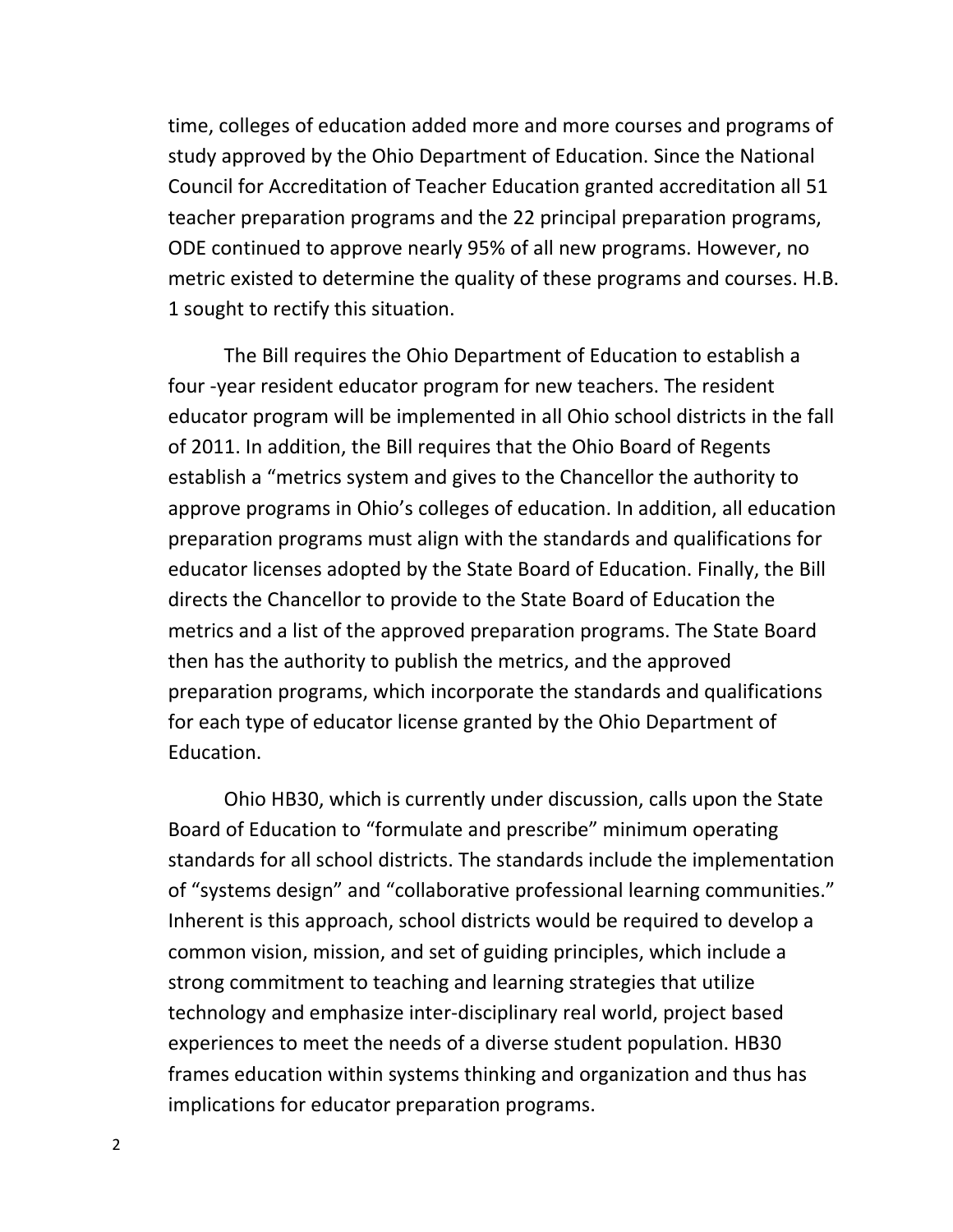time, colleges of education added more and more courses and programs of study approved by the Ohio Department of Education. Since the National Council for Accreditation of Teacher Education granted accreditation all 51 teacher preparation programs and the 22 principal preparation programs, ODE continued to approve nearly 95% of all new programs. However, no metric existed to determine the quality of these programs and courses. H.B. 1 sought to rectify this situation.

The Bill requires the Ohio Department of Education to establish a four -year resident educator program for new teachers. The resident educator program will be implemented in all Ohio school districts in the fall of 2011. In addition, the Bill requires that the Ohio Board of Regents establish a "metrics system and gives to the Chancellor the authority to approve programs in Ohio's colleges of education. In addition, all education preparation programs must align with the standards and qualifications for educator licenses adopted by the State Board of Education. Finally, the Bill directs the Chancellor to provide to the State Board of Education the metrics and a list of the approved preparation programs. The State Board then has the authority to publish the metrics, and the approved preparation programs, which incorporate the standards and qualifications for each type of educator license granted by the Ohio Department of Education.

Ohio HB30, which is currently under discussion, calls upon the State Board of Education to "formulate and prescribe" minimum operating standards for all school districts. The standards include the implementation of "systems design" and "collaborative professional learning communities." Inherent is this approach, school districts would be required to develop a common vision, mission, and set of guiding principles, which include a strong commitment to teaching and learning strategies that utilize technology and emphasize inter-disciplinary real world, project based experiences to meet the needs of a diverse student population. HB30 frames education within systems thinking and organization and thus has implications for educator preparation programs.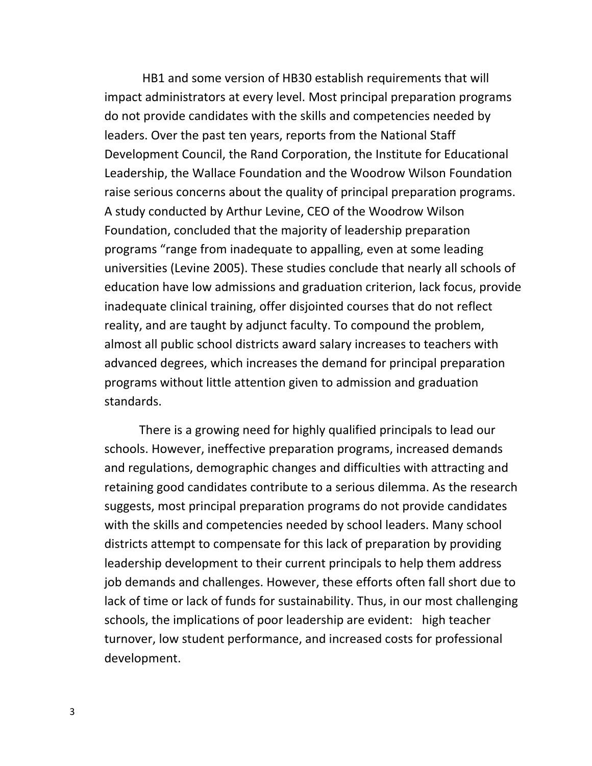HB1 and some version of HB30 establish requirements that will impact administrators at every level. Most principal preparation programs do not provide candidates with the skills and competencies needed by leaders. Over the past ten years, reports from the National Staff Development Council, the Rand Corporation, the Institute for Educational Leadership, the Wallace Foundation and the Woodrow Wilson Foundation raise serious concerns about the quality of principal preparation programs. A study conducted by Arthur Levine, CEO of the Woodrow Wilson Foundation, concluded that the majority of leadership preparation programs "range from inadequate to appalling, even at some leading universities (Levine 2005). These studies conclude that nearly all schools of education have low admissions and graduation criterion, lack focus, provide inadequate clinical training, offer disjointed courses that do not reflect reality, and are taught by adjunct faculty. To compound the problem, almost all public school districts award salary increases to teachers with advanced degrees, which increases the demand for principal preparation programs without little attention given to admission and graduation standards.

There is a growing need for highly qualified principals to lead our schools. However, ineffective preparation programs, increased demands and regulations, demographic changes and difficulties with attracting and retaining good candidates contribute to a serious dilemma. As the research suggests, most principal preparation programs do not provide candidates with the skills and competencies needed by school leaders. Many school districts attempt to compensate for this lack of preparation by providing leadership development to their current principals to help them address job demands and challenges. However, these efforts often fall short due to lack of time or lack of funds for sustainability. Thus, in our most challenging schools, the implications of poor leadership are evident: high teacher turnover, low student performance, and increased costs for professional development.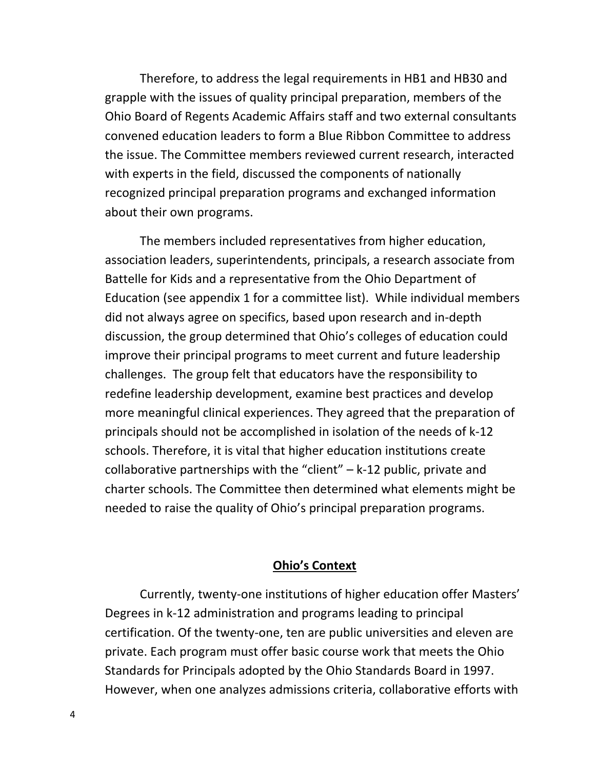Therefore, to address the legal requirements in HB1 and HB30 and grapple with the issues of quality principal preparation, members of the Ohio Board of Regents Academic Affairs staff and two external consultants convened education leaders to form a Blue Ribbon Committee to address the issue. The Committee members reviewed current research, interacted with experts in the field, discussed the components of nationally recognized principal preparation programs and exchanged information about their own programs.

The members included representatives from higher education, association leaders, superintendents, principals, a research associate from Battelle for Kids and a representative from the Ohio Department of Education (see appendix 1 for a committee list). While individual members did not always agree on specifics, based upon research and in-depth discussion, the group determined that Ohio's colleges of education could improve their principal programs to meet current and future leadership challenges. The group felt that educators have the responsibility to redefine leadership development, examine best practices and develop more meaningful clinical experiences. They agreed that the preparation of principals should not be accomplished in isolation of the needs of k-12 schools. Therefore, it is vital that higher education institutions create collaborative partnerships with the "client" – k-12 public, private and charter schools. The Committee then determined what elements might be needed to raise the quality of Ohio's principal preparation programs.

## Ohio's Context

Currently, twenty-one institutions of higher education offer Masters' Degrees in k-12 administration and programs leading to principal certification. Of the twenty-one, ten are public universities and eleven are private. Each program must offer basic course work that meets the Ohio Standards for Principals adopted by the Ohio Standards Board in 1997. However, when one analyzes admissions criteria, collaborative efforts with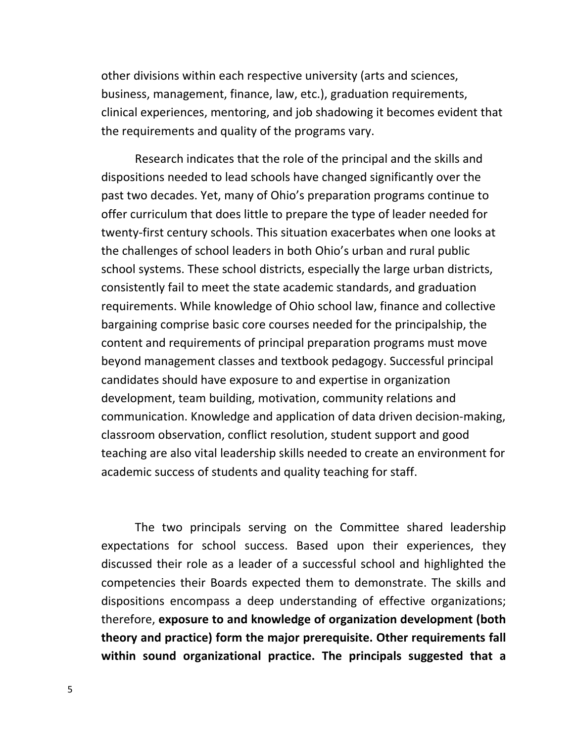other divisions within each respective university (arts and sciences, business, management, finance, law, etc.), graduation requirements, clinical experiences, mentoring, and job shadowing it becomes evident that the requirements and quality of the programs vary.

Research indicates that the role of the principal and the skills and dispositions needed to lead schools have changed significantly over the past two decades. Yet, many of Ohio's preparation programs continue to offer curriculum that does little to prepare the type of leader needed for twenty-first century schools. This situation exacerbates when one looks at the challenges of school leaders in both Ohio's urban and rural public school systems. These school districts, especially the large urban districts, consistently fail to meet the state academic standards, and graduation requirements. While knowledge of Ohio school law, finance and collective bargaining comprise basic core courses needed for the principalship, the content and requirements of principal preparation programs must move beyond management classes and textbook pedagogy. Successful principal candidates should have exposure to and expertise in organization development, team building, motivation, community relations and communication. Knowledge and application of data driven decision-making, classroom observation, conflict resolution, student support and good teaching are also vital leadership skills needed to create an environment for academic success of students and quality teaching for staff.

The two principals serving on the Committee shared leadership expectations for school success. Based upon their experiences, they discussed their role as a leader of a successful school and highlighted the competencies their Boards expected them to demonstrate. The skills and dispositions encompass a deep understanding of effective organizations; therefore, **exposure to and knowledge of organization development (both theory and practice) form the major prerequisite. Other requirements fall within sound organizational practice. The principals suggested that a**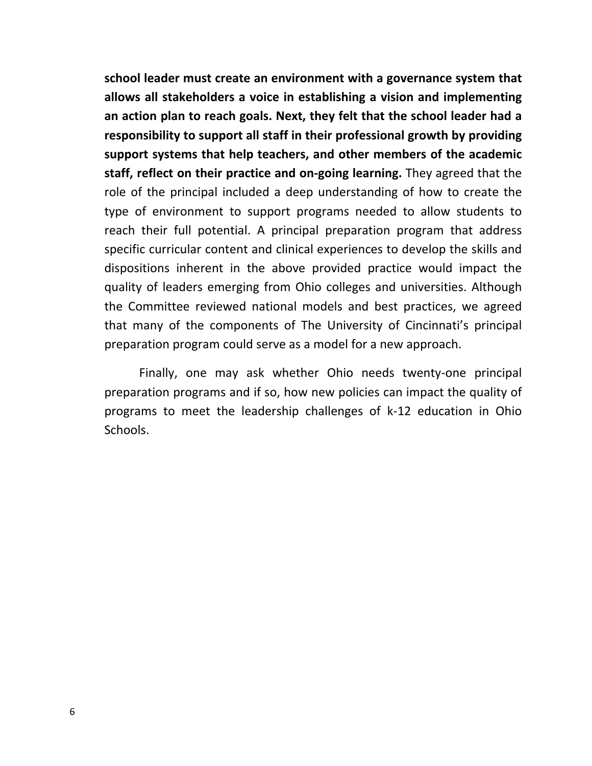**school leader must create an environment with a governance system that allows all stakeholders a voice in establishing a vision and implementing an action plan to reach goals. Next, they felt that the school leader had a responsibility to support all staff in their professional growth by providing support systems that help teachers, and other members of the academic staff, reflect on their practice and on-going learning.** They agreed that the role of the principal included a deep understanding of how to create the type of environment to support programs needed to allow students to reach their full potential. A principal preparation program that address specific curricular content and clinical experiences to develop the skills and dispositions inherent in the above provided practice would impact the quality of leaders emerging from Ohio colleges and universities. Although the Committee reviewed national models and best practices, we agreed that many of the components of The University of Cincinnati's principal preparation program could serve as a model for a new approach.

Finally, one may ask whether Ohio needs twenty-one principal preparation programs and if so, how new policies can impact the quality of programs to meet the leadership challenges of k-12 education in Ohio Schools.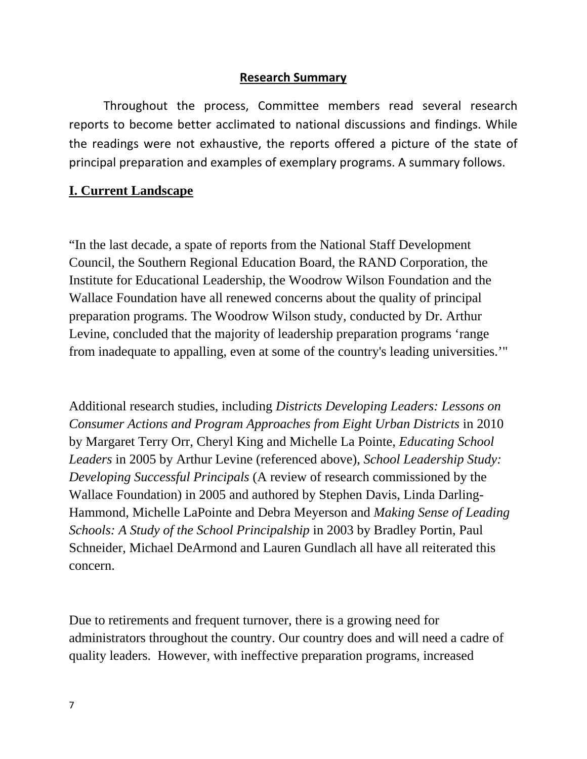## Research Summary

Throughout the process, Committee members read several research reports to become better acclimated to national discussions and findings. While the readings were not exhaustive, the reports offered a picture of the state of principal preparation and examples of exemplary programs. A summary follows.

## I. Current Landscape

"In the last decade, a spate of reports from the National Staff Development Council, the Southern Regional Education Board, the RAND Corporation, the Institute for Educational Leadership, the Woodrow Wilson Foundation and the Wallace Foundation have all renewed concerns about the quality of principal preparation programs. The Woodrow Wilson study, conducted by Dr. Arthur Levine, concluded that the majority of leadership preparation programs 'range from inadequate to appalling, even at some of the country's leading universities.'"

Additional research studies, including *Districts Developing Leaders: Lessons on Consumer Actions and Program Approaches from Eight Urban Districts* in 2010 by Margaret Terry Orr, Cheryl King and Michelle La Pointe, *Educating School Leaders* in 2005 by Arthur Levine (referenced above), *School Leadership Study: Developing Successful Principals* (A review of research commissioned by the Wallace Foundation) in 2005 and authored by Stephen Davis, Linda Darling-Hammond, Michelle LaPointe and Debra Meyerson and *Making Sense of Leading Schools: A Study of the School Principalship* in 2003 by Bradley Portin, Paul Schneider, Michael DeArmond and Lauren Gundlach all have all reiterated this concern.

Due to retirements and frequent turnover, there is a growing need for administrators throughout the country. Our country does and will need a cadre of quality leaders. However, with ineffective preparation programs, increased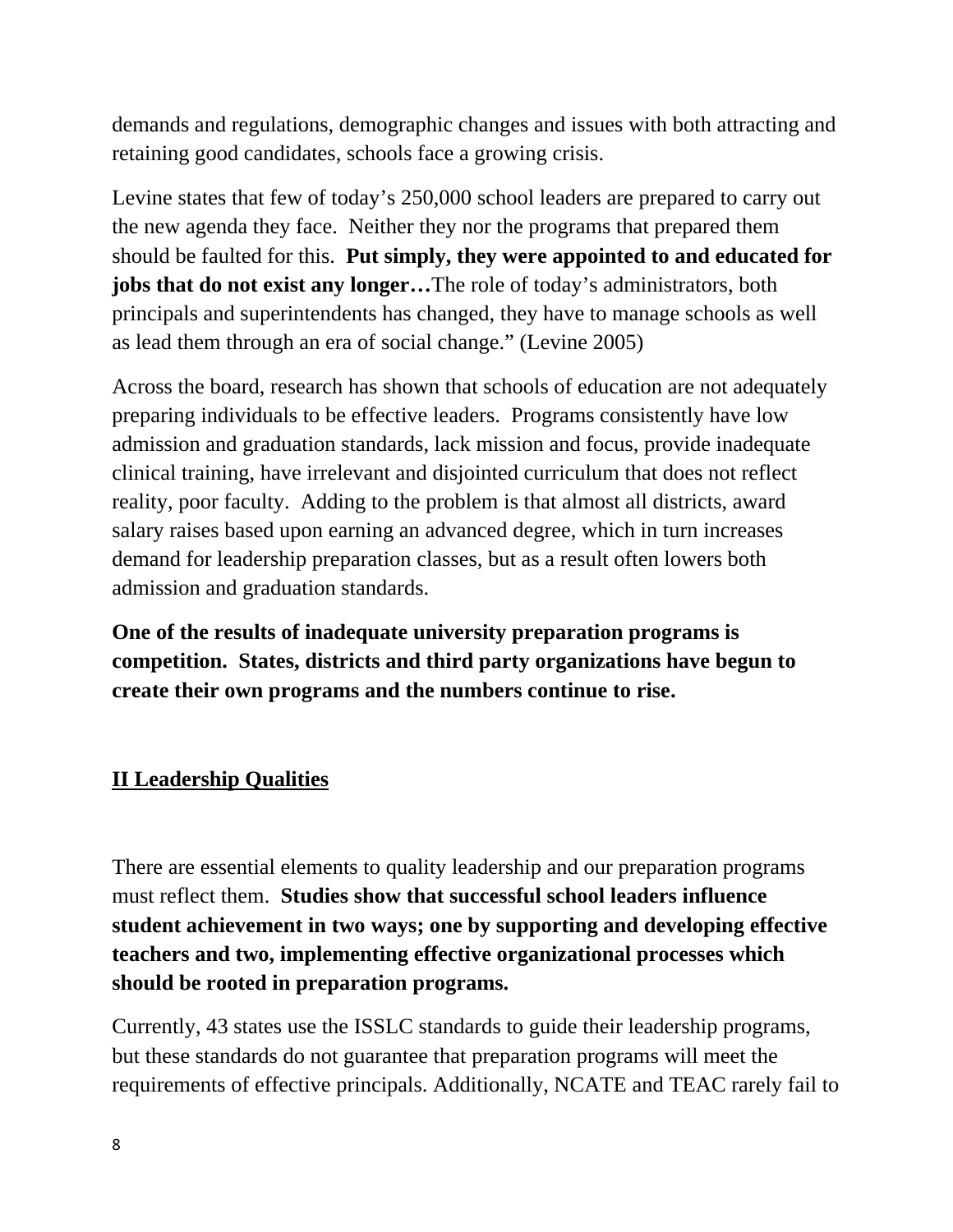demands and regulations, demographic changes and issues with both attracting and retaining good candidates, schools face a growing crisis.

Levine states that few of today's 250,000 school leaders are prepared to carry out the new agenda they face. Neither they nor the programs that prepared them should be faulted for this. **Put simply, they were appointed to and educated for jobs that do not exist any longer…**The role of today's administrators, both principals and superintendents has changed, they have to manage schools as well as lead them through an era of social change." (Levine 2005)

Across the board, research has shown that schools of education are not adequately preparing individuals to be effective leaders. Programs consistently have low admission and graduation standards, lack mission and focus, provide inadequate clinical training, have irrelevant and disjointed curriculum that does not reflect reality, poor faculty. Adding to the problem is that almost all districts, award salary raises based upon earning an advanced degree, which in turn increases demand for leadership preparation classes, but as a result often lowers both admission and graduation standards.

**One of the results of inadequate university preparation programs is competition. States, districts and third party organizations have begun to create their own programs and the numbers continue to rise.**

## II Leadership Qualities

There are essential elements to quality leadership and our preparation programs must reflect them. **Studies show that successful school leaders influence student achievement in two ways; one by supporting and developing effective teachers and two, implementing effective organizational processes which should be rooted in preparation programs.**

Currently, 43 states use the ISSLC standards to guide their leadership programs, but these standards do not guarantee that preparation programs will meet the requirements of effective principals. Additionally, NCATE and TEAC rarely fail to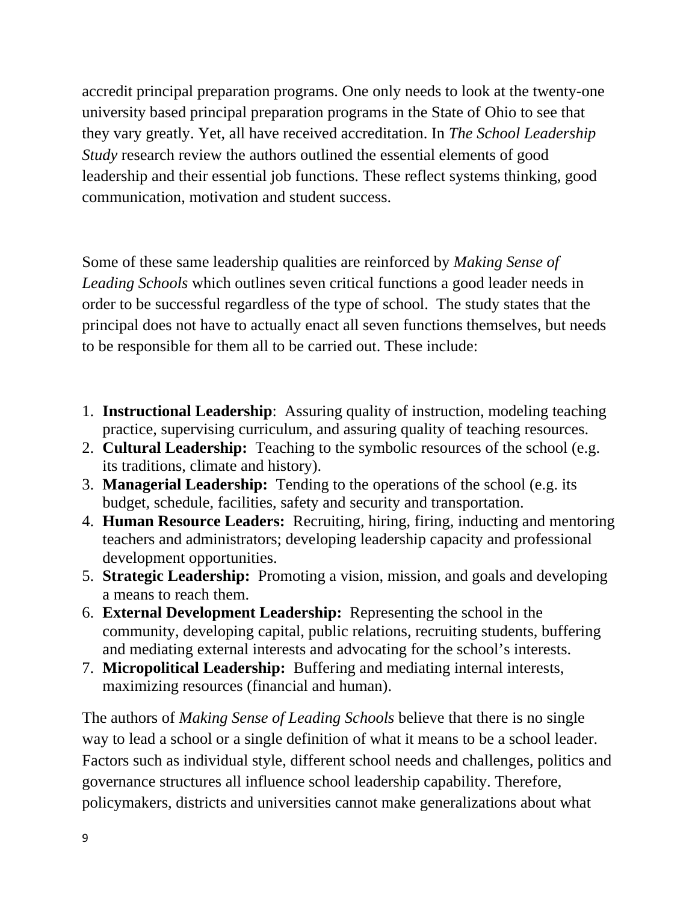accredit principal preparation programs. One only needs to look at the twenty-one university based principal preparation programs in the State of Ohio to see that they vary greatly. Yet, all have received accreditation. In *The School Leadership Study* research review the authors outlined the essential elements of good leadership and their essential job functions. These reflect systems thinking, good communication, motivation and student success.

Some of these same leadership qualities are reinforced by *Making Sense of Leading Schools* which outlines seven critical functions a good leader needs in order to be successful regardless of the type of school. The study states that the principal does not have to actually enact all seven functions themselves, but needs to be responsible for them all to be carried out. These include:

1. **Instructional Leadership**: Assuring quality of instruction, modeling teaching practice, supervising curriculum, and assuring quality of teaching resources.
2. **Cultural Leadership:** Teaching to the symbolic resources of the school (e.g. its traditions, climate and history).
3. **Managerial Leadership:** Tending to the operations of the school (e.g. its budget, schedule, facilities, safety and security and transportation.
4. **Human Resource Leaders:** Recruiting, hiring, firing, inducting and mentoring teachers and administrators; developing leadership capacity and professional development opportunities.
5. **Strategic Leadership:** Promoting a vision, mission, and goals and developing a means to reach them.
6. **External Development Leadership:** Representing the school in the community, developing capital, public relations, recruiting students, buffering and mediating external interests and advocating for the school's interests.
7. **Micropolitical Leadership:** Buffering and mediating internal interests, maximizing resources (financial and human).

The authors of *Making Sense of Leading Schools* believe that there is no single way to lead a school or a single definition of what it means to be a school leader. Factors such as individual style, different school needs and challenges, politics and governance structures all influence school leadership capability. Therefore, policymakers, districts and universities cannot make generalizations about what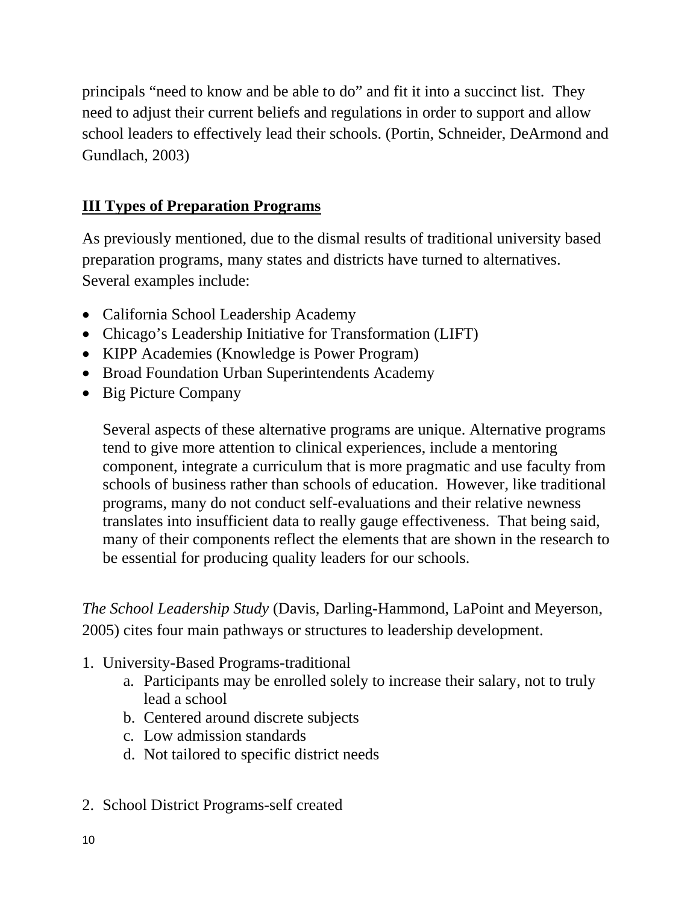principals "need to know and be able to do" and fit it into a succinct list.  They need to adjust their current beliefs and regulations in order to support and allow school leaders to effectively lead their schools. (Portin, Schneider, DeArmond and Gundlach, 2003)

## **<u>III Types of Preparation Programs</u>**

As previously mentioned, due to the dismal results of traditional university based preparation programs, many states and districts have turned to alternatives. Several examples include:

- California School Leadership Academy
- Chicago's Leadership Initiative for Transformation (LIFT)
- KIPP Academies (Knowledge is Power Program)
- Broad Foundation Urban Superintendents Academy
- Big Picture Company

Several aspects of these alternative programs are unique. Alternative programs tend to give more attention to clinical experiences, include a mentoring component, integrate a curriculum that is more pragmatic and use faculty from schools of business rather than schools of education.  However, like traditional programs, many do not conduct self-evaluations and their relative newness translates into insufficient data to really gauge effectiveness.  That being said, many of their components reflect the elements that are shown in the research to be essential for producing quality leaders for our schools.

*The School Leadership Study* (Davis, Darling-Hammond, LaPoint and Meyerson, 2005) cites four main pathways or structures to leadership development.

1. University-Based Programs-traditional
    a. Participants may be enrolled solely to increase their salary, not to truly lead a school
    b. Centered around discrete subjects
    c. Low admission standards
    d. Not tailored to specific district needs

2. School District Programs-self created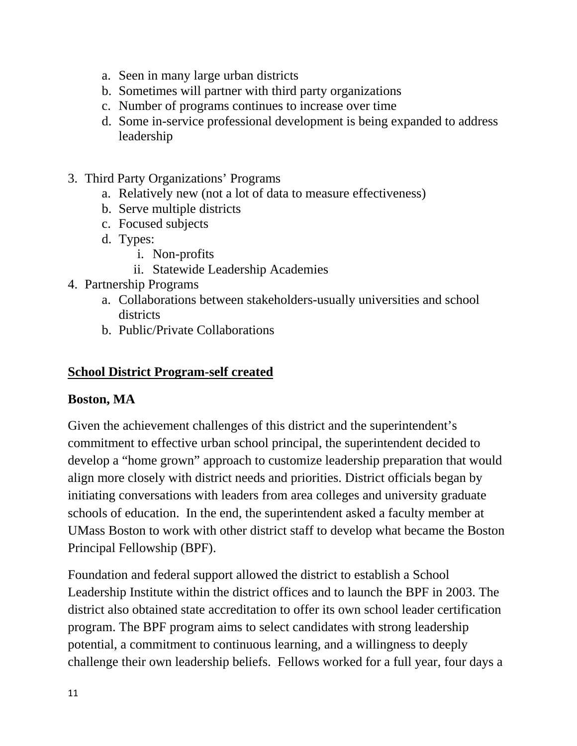a. Seen in many large urban districts
   b. Sometimes will partner with third party organizations
   c. Number of programs continues to increase over time
   d. Some in-service professional development is being expanded to address leadership

3. Third Party Organizations' Programs
   a. Relatively new (not a lot of data to measure effectiveness)
   b. Serve multiple districts
   c. Focused subjects
   d. Types:
      i. Non-profits
      ii. Statewide Leadership Academies
4. Partnership Programs
   a. Collaborations between stakeholders-usually universities and school districts
   b. Public/Private Collaborations

**<u>School District Program-self created</u>**

**Boston, MA**

Given the achievement challenges of this district and the superintendent's commitment to effective urban school principal, the superintendent decided to develop a "home grown" approach to customize leadership preparation that would align more closely with district needs and priorities. District officials began by initiating conversations with leaders from area colleges and university graduate schools of education. In the end, the superintendent asked a faculty member at UMass Boston to work with other district staff to develop what became the Boston Principal Fellowship (BPF).

Foundation and federal support allowed the district to establish a School Leadership Institute within the district offices and to launch the BPF in 2003. The district also obtained state accreditation to offer its own school leader certification program. The BPF program aims to select candidates with strong leadership potential, a commitment to continuous learning, and a willingness to deeply challenge their own leadership beliefs. Fellows worked for a full year, four days a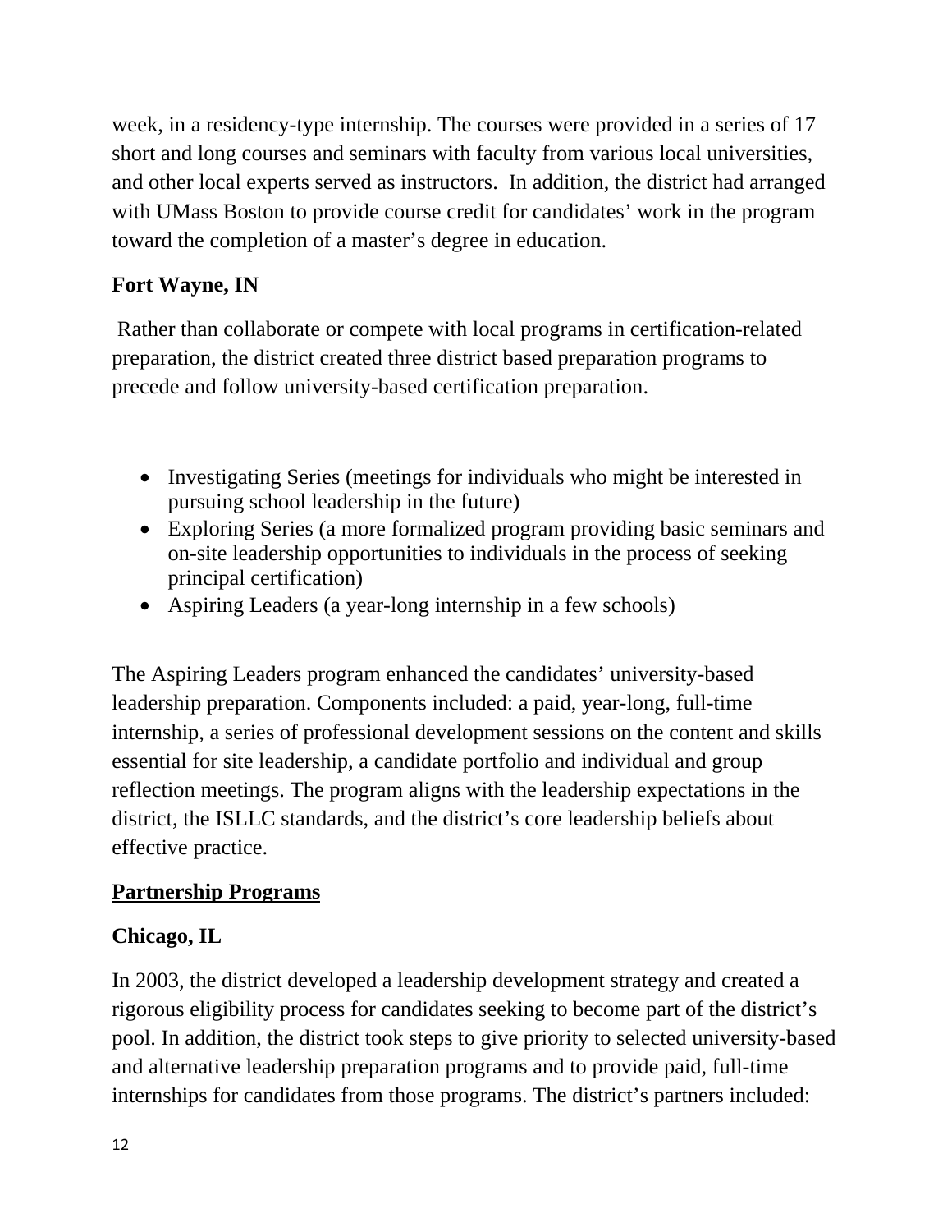week, in a residency-type internship. The courses were provided in a series of 17 short and long courses and seminars with faculty from various local universities, and other local experts served as instructors. In addition, the district had arranged with UMass Boston to provide course credit for candidates' work in the program toward the completion of a master's degree in education.

### Fort Wayne, IN

Rather than collaborate or compete with local programs in certification-related preparation, the district created three district based preparation programs to precede and follow university-based certification preparation.

- Investigating Series (meetings for individuals who might be interested in pursuing school leadership in the future)
- Exploring Series (a more formalized program providing basic seminars and on-site leadership opportunities to individuals in the process of seeking principal certification)
- Aspiring Leaders (a year-long internship in a few schools)

The Aspiring Leaders program enhanced the candidates' university-based leadership preparation. Components included: a paid, year-long, full-time internship, a series of professional development sessions on the content and skills essential for site leadership, a candidate portfolio and individual and group reflection meetings. The program aligns with the leadership expectations in the district, the ISLLC standards, and the district's core leadership beliefs about effective practice.

## Partnership Programs

### Chicago, IL

In 2003, the district developed a leadership development strategy and created a rigorous eligibility process for candidates seeking to become part of the district's pool. In addition, the district took steps to give priority to selected university-based and alternative leadership preparation programs and to provide paid, full-time internships for candidates from those programs. The district's partners included: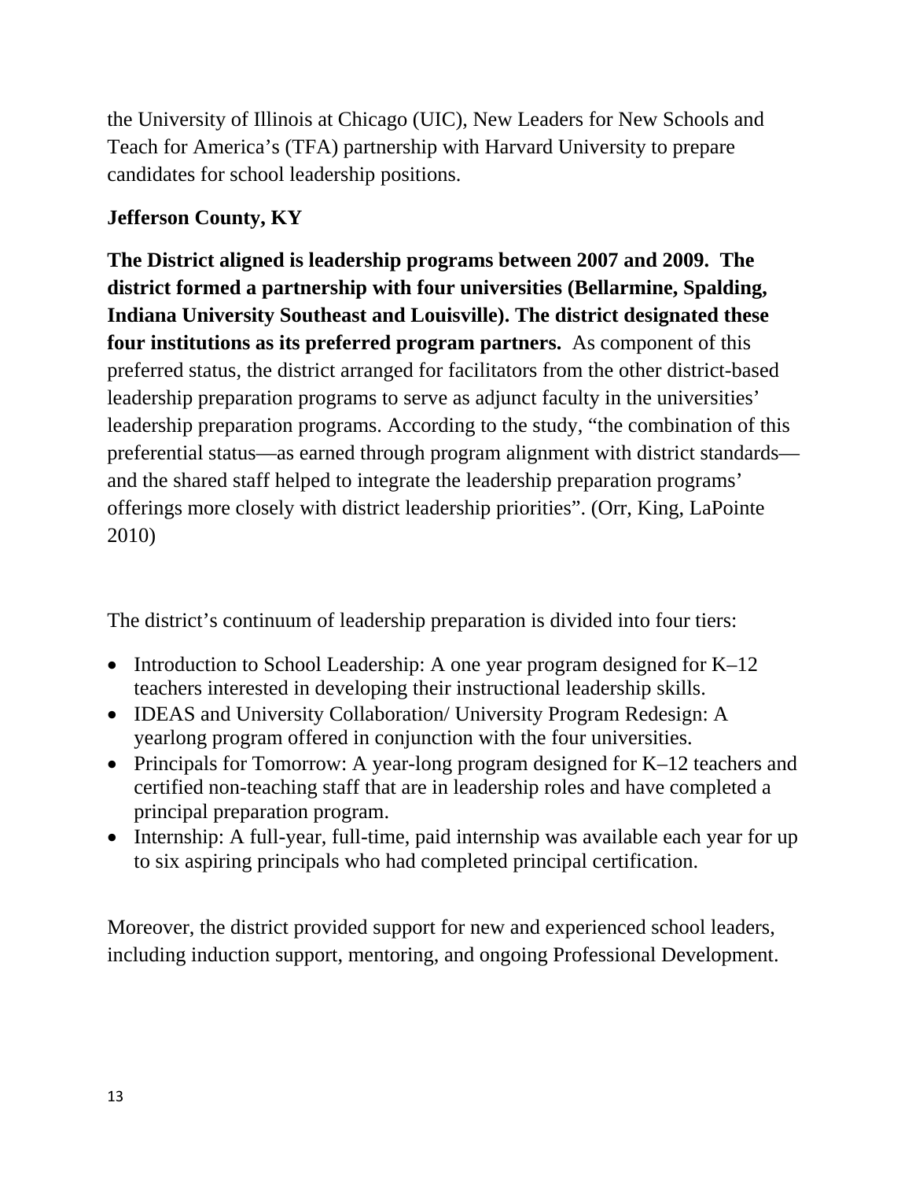the University of Illinois at Chicago (UIC), New Leaders for New Schools and Teach for America's (TFA) partnership with Harvard University to prepare candidates for school leadership positions.

**Jefferson County, KY**

**The District aligned is leadership programs between 2007 and 2009. The district formed a partnership with four universities (Bellarmine, Spalding, Indiana University Southeast and Louisville). The district designated these four institutions as its preferred program partners.** As component of this preferred status, the district arranged for facilitators from the other district-based leadership preparation programs to serve as adjunct faculty in the universities' leadership preparation programs. According to the study, "the combination of this preferential status—as earned through program alignment with district standards—and the shared staff helped to integrate the leadership preparation programs' offerings more closely with district leadership priorities". (Orr, King, LaPointe 2010)

The district's continuum of leadership preparation is divided into four tiers:

- Introduction to School Leadership: A one year program designed for K–12 teachers interested in developing their instructional leadership skills.
- IDEAS and University Collaboration/ University Program Redesign: A yearlong program offered in conjunction with the four universities.
- Principals for Tomorrow: A year-long program designed for K–12 teachers and certified non-teaching staff that are in leadership roles and have completed a principal preparation program.
- Internship: A full-year, full-time, paid internship was available each year for up to six aspiring principals who had completed principal certification.

Moreover, the district provided support for new and experienced school leaders, including induction support, mentoring, and ongoing Professional Development.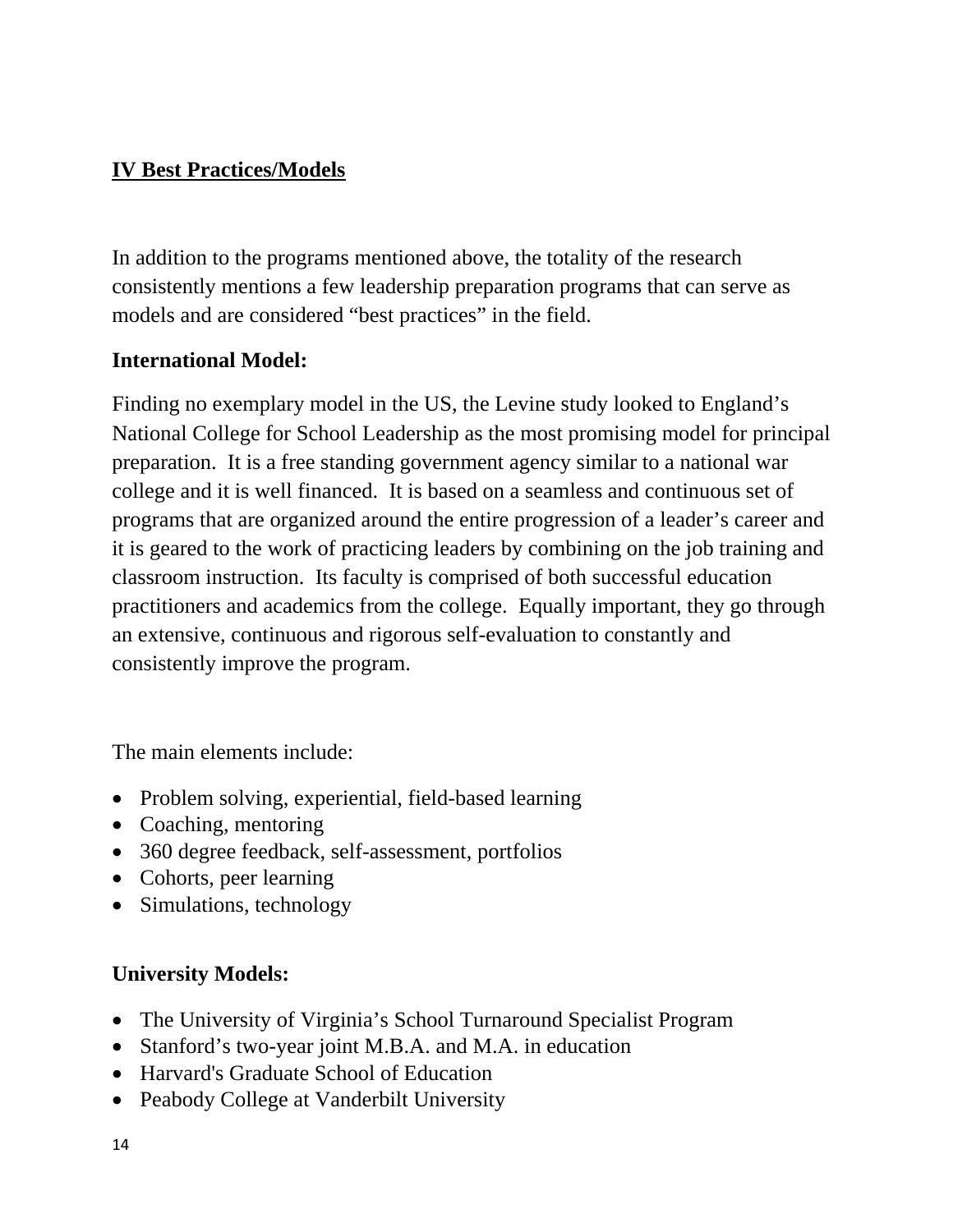## IV Best Practices/Models

In addition to the programs mentioned above, the totality of the research consistently mentions a few leadership preparation programs that can serve as models and are considered "best practices" in the field.

### International Model:

Finding no exemplary model in the US, the Levine study looked to England's National College for School Leadership as the most promising model for principal preparation. It is a free standing government agency similar to a national war college and it is well financed. It is based on a seamless and continuous set of programs that are organized around the entire progression of a leader's career and it is geared to the work of practicing leaders by combining on the job training and classroom instruction. Its faculty is comprised of both successful education practitioners and academics from the college. Equally important, they go through an extensive, continuous and rigorous self-evaluation to constantly and consistently improve the program.

The main elements include:

- Problem solving, experiential, field-based learning
- Coaching, mentoring
- 360 degree feedback, self-assessment, portfolios
- Cohorts, peer learning
- Simulations, technology

### University Models:

- The University of Virginia's School Turnaround Specialist Program
- Stanford's two-year joint M.B.A. and M.A. in education
- Harvard's Graduate School of Education
- Peabody College at Vanderbilt University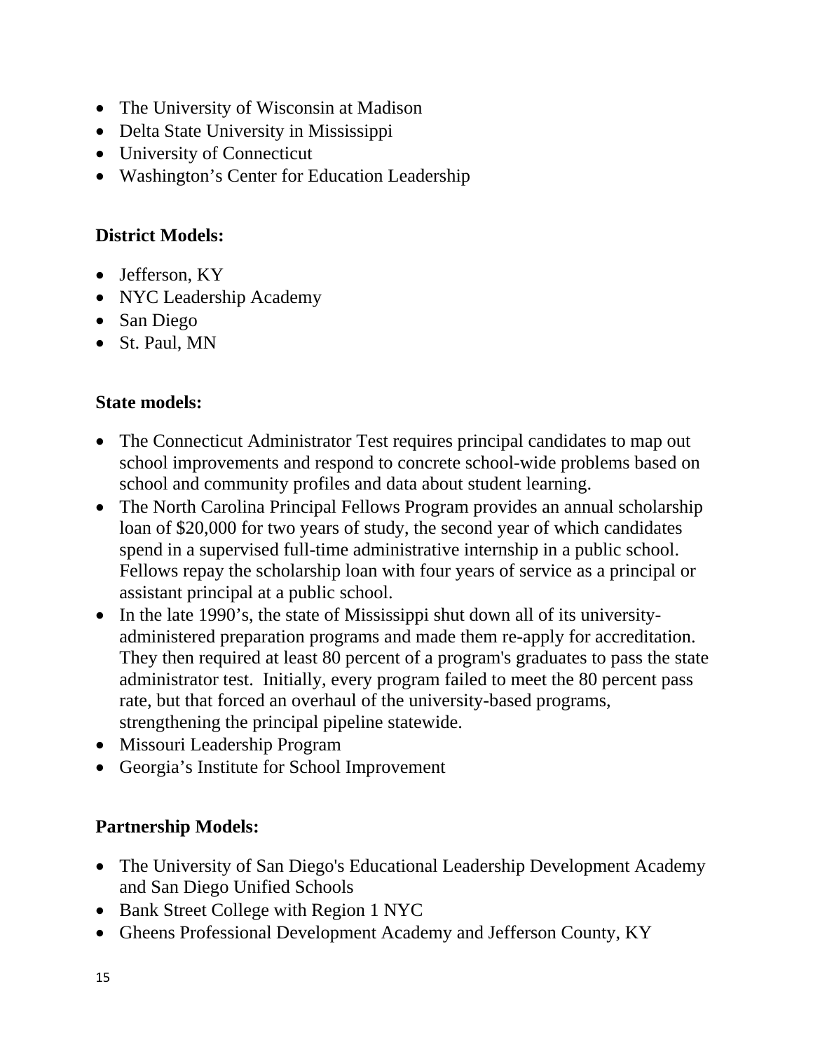- The University of Wisconsin at Madison
- Delta State University in Mississippi
- University of Connecticut
- Washington's Center for Education Leadership

**District Models:**

- Jefferson, KY
- NYC Leadership Academy
- San Diego
- St. Paul, MN

**State models:**

- The Connecticut Administrator Test requires principal candidates to map out school improvements and respond to concrete school-wide problems based on school and community profiles and data about student learning.
- The North Carolina Principal Fellows Program provides an annual scholarship loan of $20,000 for two years of study, the second year of which candidates spend in a supervised full-time administrative internship in a public school. Fellows repay the scholarship loan with four years of service as a principal or assistant principal at a public school.
- In the late 1990's, the state of Mississippi shut down all of its university-administered preparation programs and made them re-apply for accreditation. They then required at least 80 percent of a program's graduates to pass the state administrator test. Initially, every program failed to meet the 80 percent pass rate, but that forced an overhaul of the university-based programs, strengthening the principal pipeline statewide.
- Missouri Leadership Program
- Georgia's Institute for School Improvement

**Partnership Models:**

- The University of San Diego's Educational Leadership Development Academy and San Diego Unified Schools
- Bank Street College with Region 1 NYC
- Gheens Professional Development Academy and Jefferson County, KY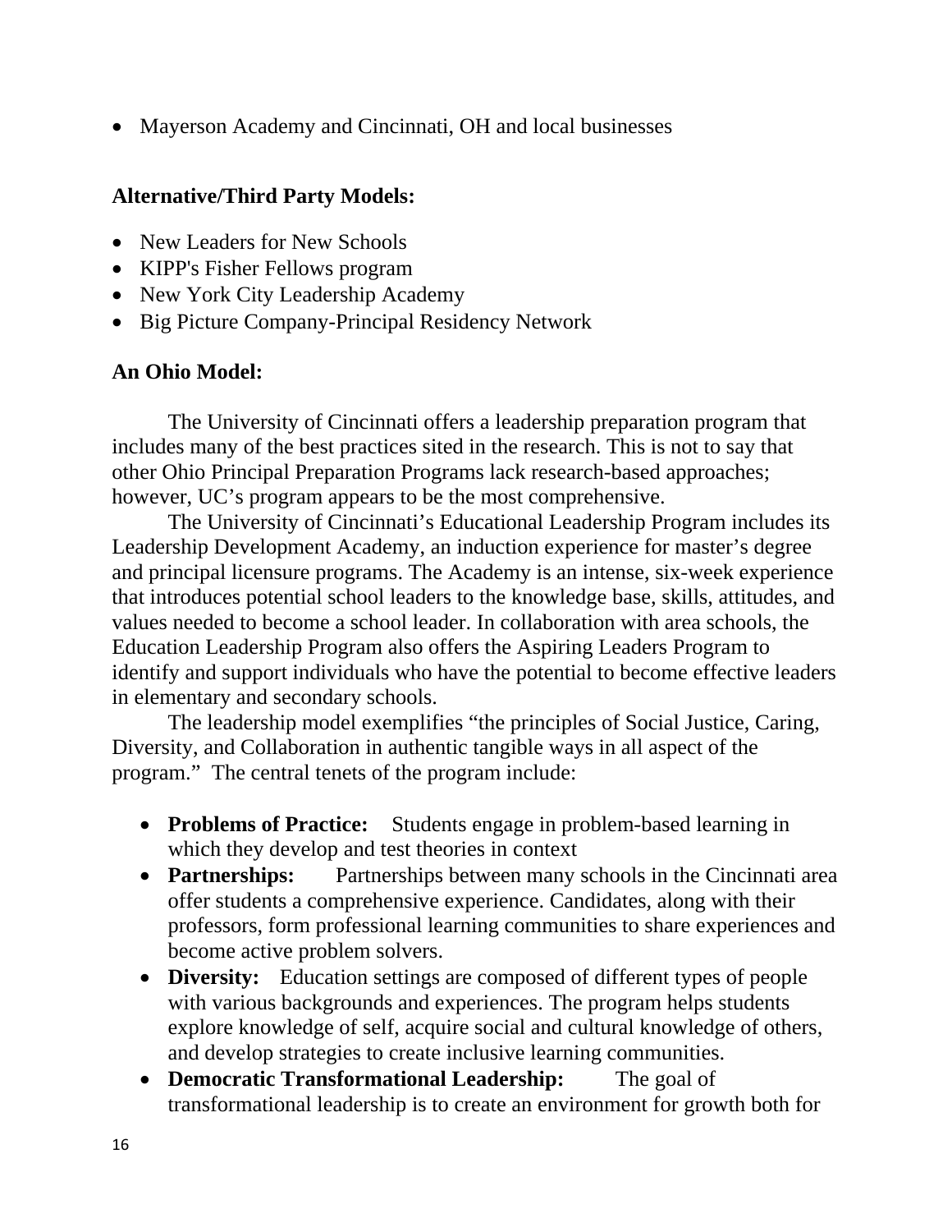- Mayerson Academy and Cincinnati, OH and local businesses

**Alternative/Third Party Models:**

- New Leaders for New Schools
- KIPP's Fisher Fellows program
- New York City Leadership Academy
- Big Picture Company-Principal Residency Network

**An Ohio Model:**

The University of Cincinnati offers a leadership preparation program that includes many of the best practices sited in the research. This is not to say that other Ohio Principal Preparation Programs lack research-based approaches; however, UC's program appears to be the most comprehensive.

The University of Cincinnati's Educational Leadership Program includes its Leadership Development Academy, an induction experience for master's degree and principal licensure programs. The Academy is an intense, six-week experience that introduces potential school leaders to the knowledge base, skills, attitudes, and values needed to become a school leader. In collaboration with area schools, the Education Leadership Program also offers the Aspiring Leaders Program to identify and support individuals who have the potential to become effective leaders in elementary and secondary schools.

The leadership model exemplifies "the principles of Social Justice, Caring, Diversity, and Collaboration in authentic tangible ways in all aspect of the program." The central tenets of the program include:

- **Problems of Practice:** Students engage in problem-based learning in which they develop and test theories in context
- **Partnerships:** Partnerships between many schools in the Cincinnati area offer students a comprehensive experience. Candidates, along with their professors, form professional learning communities to share experiences and become active problem solvers.
- **Diversity:** Education settings are composed of different types of people with various backgrounds and experiences. The program helps students explore knowledge of self, acquire social and cultural knowledge of others, and develop strategies to create inclusive learning communities.
- **Democratic Transformational Leadership:** The goal of transformational leadership is to create an environment for growth both for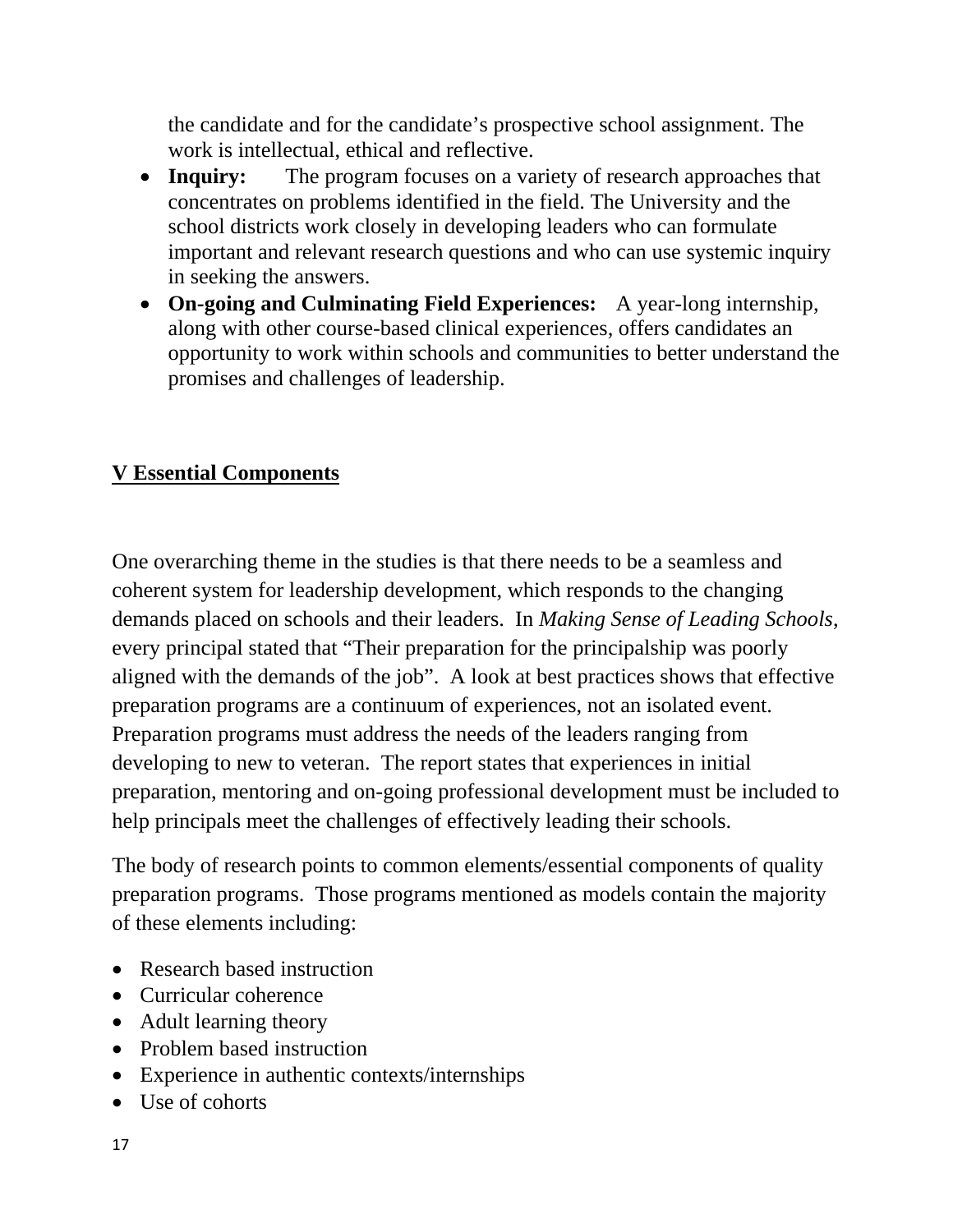the candidate and for the candidate's prospective school assignment. The work is intellectual, ethical and reflective.

- **Inquiry:** The program focuses on a variety of research approaches that concentrates on problems identified in the field. The University and the school districts work closely in developing leaders who can formulate important and relevant research questions and who can use systemic inquiry in seeking the answers.
- **On-going and Culminating Field Experiences:** A year-long internship, along with other course-based clinical experiences, offers candidates an opportunity to work within schools and communities to better understand the promises and challenges of leadership.

## V Essential Components

One overarching theme in the studies is that there needs to be a seamless and coherent system for leadership development, which responds to the changing demands placed on schools and their leaders. In *Making Sense of Leading Schools*, every principal stated that "Their preparation for the principalship was poorly aligned with the demands of the job". A look at best practices shows that effective preparation programs are a continuum of experiences, not an isolated event. Preparation programs must address the needs of the leaders ranging from developing to new to veteran. The report states that experiences in initial preparation, mentoring and on-going professional development must be included to help principals meet the challenges of effectively leading their schools.

The body of research points to common elements/essential components of quality preparation programs. Those programs mentioned as models contain the majority of these elements including:

- Research based instruction
- Curricular coherence
- Adult learning theory
- Problem based instruction
- Experience in authentic contexts/internships
- Use of cohorts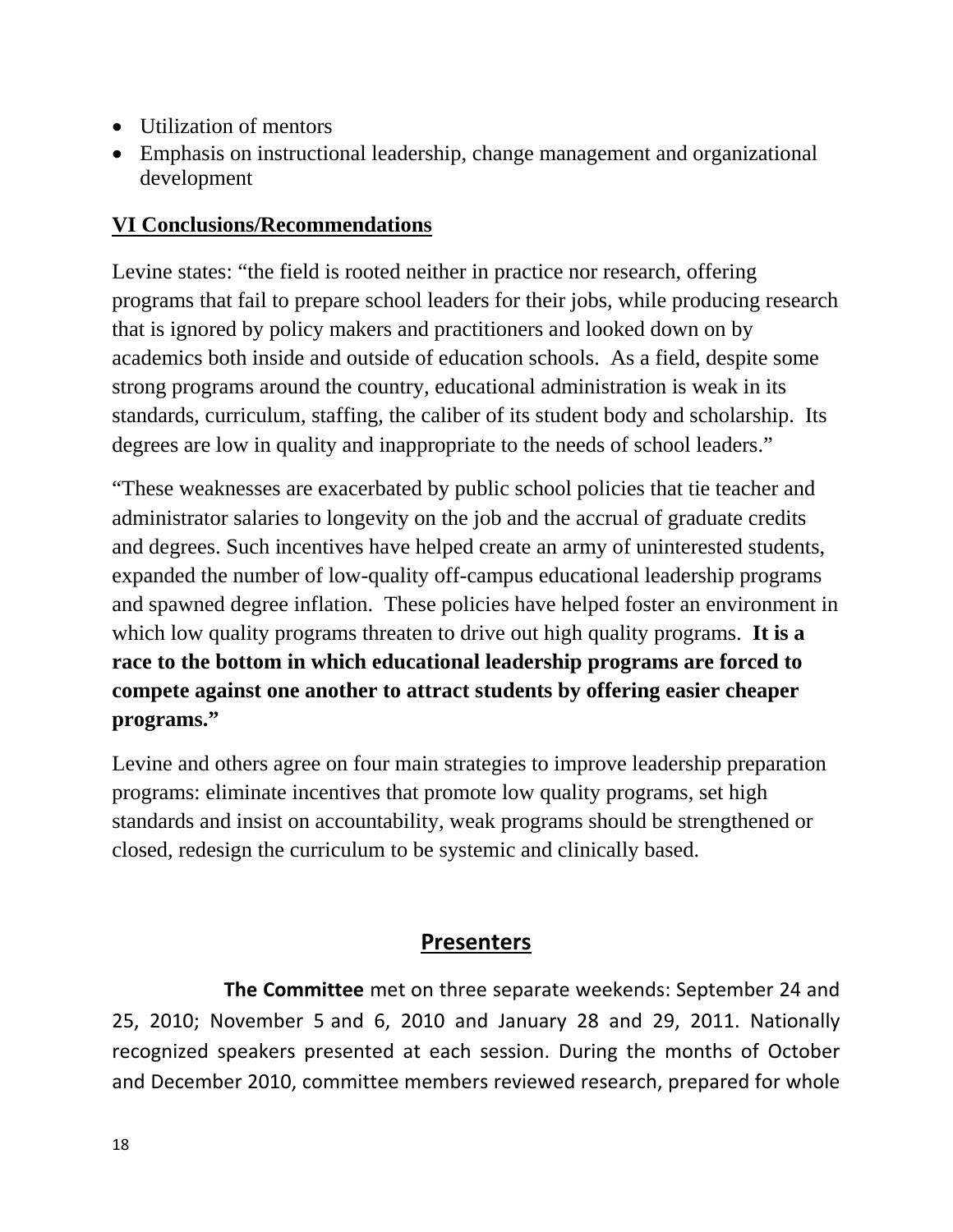- Utilization of mentors
- Emphasis on instructional leadership, change management and organizational development

## VI Conclusions/Recommendations

Levine states: "the field is rooted neither in practice nor research, offering programs that fail to prepare school leaders for their jobs, while producing research that is ignored by policy makers and practitioners and looked down on by academics both inside and outside of education schools. As a field, despite some strong programs around the country, educational administration is weak in its standards, curriculum, staffing, the caliber of its student body and scholarship. Its degrees are low in quality and inappropriate to the needs of school leaders."

"These weaknesses are exacerbated by public school policies that tie teacher and administrator salaries to longevity on the job and the accrual of graduate credits and degrees. Such incentives have helped create an army of uninterested students, expanded the number of low-quality off-campus educational leadership programs and spawned degree inflation. These policies have helped foster an environment in which low quality programs threaten to drive out high quality programs. **It is a race to the bottom in which educational leadership programs are forced to compete against one another to attract students by offering easier cheaper programs."**

Levine and others agree on four main strategies to improve leadership preparation programs: eliminate incentives that promote low quality programs, set high standards and insist on accountability, weak programs should be strengthened or closed, redesign the curriculum to be systemic and clinically based.

## Presenters

**The Committee** met on three separate weekends: September 24 and 25, 2010; November 5 and 6, 2010 and January 28 and 29, 2011. Nationally recognized speakers presented at each session. During the months of October and December 2010, committee members reviewed research, prepared for whole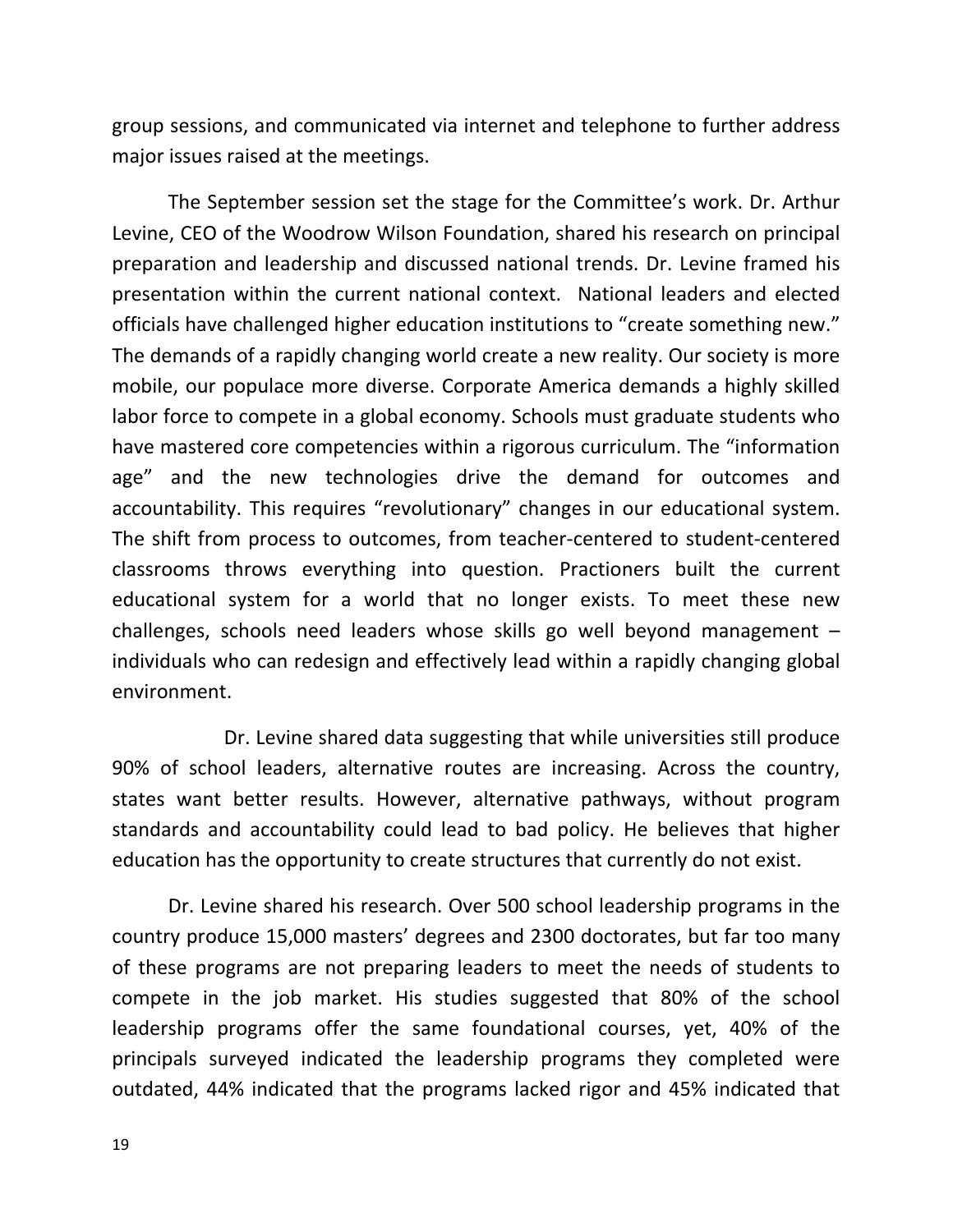group sessions, and communicated via internet and telephone to further address major issues raised at the meetings.

The September session set the stage for the Committee's work. Dr. Arthur Levine, CEO of the Woodrow Wilson Foundation, shared his research on principal preparation and leadership and discussed national trends. Dr. Levine framed his presentation within the current national context. National leaders and elected officials have challenged higher education institutions to "create something new." The demands of a rapidly changing world create a new reality. Our society is more mobile, our populace more diverse. Corporate America demands a highly skilled labor force to compete in a global economy. Schools must graduate students who have mastered core competencies within a rigorous curriculum. The "information age" and the new technologies drive the demand for outcomes and accountability. This requires "revolutionary" changes in our educational system. The shift from process to outcomes, from teacher-centered to student-centered classrooms throws everything into question. Practioners built the current educational system for a world that no longer exists. To meet these new challenges, schools need leaders whose skills go well beyond management – individuals who can redesign and effectively lead within a rapidly changing global environment.

Dr. Levine shared data suggesting that while universities still produce 90% of school leaders, alternative routes are increasing. Across the country, states want better results. However, alternative pathways, without program standards and accountability could lead to bad policy. He believes that higher education has the opportunity to create structures that currently do not exist.

Dr. Levine shared his research. Over 500 school leadership programs in the country produce 15,000 masters' degrees and 2300 doctorates, but far too many of these programs are not preparing leaders to meet the needs of students to compete in the job market. His studies suggested that 80% of the school leadership programs offer the same foundational courses, yet, 40% of the principals surveyed indicated the leadership programs they completed were outdated, 44% indicated that the programs lacked rigor and 45% indicated that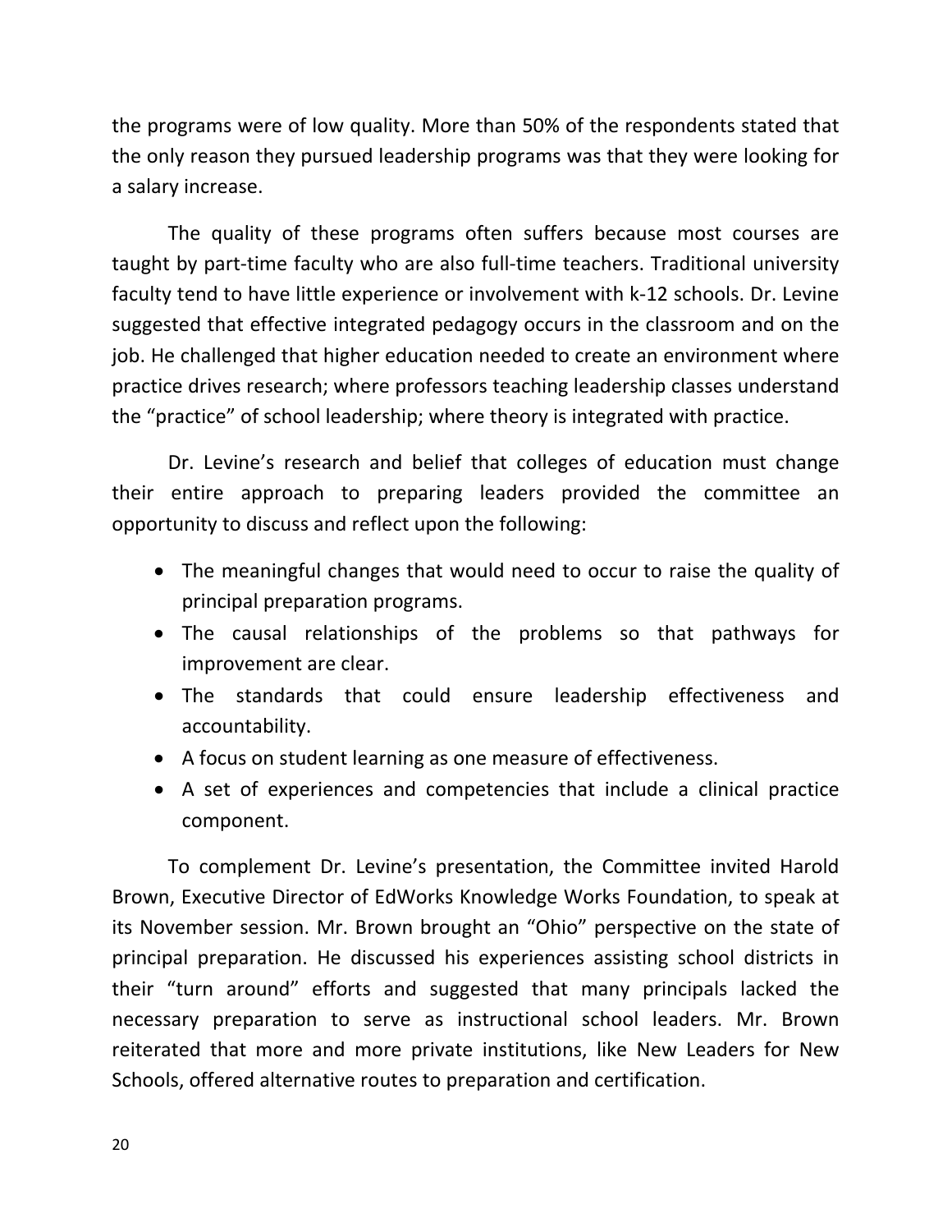the programs were of low quality. More than 50% of the respondents stated that the only reason they pursued leadership programs was that they were looking for a salary increase.

The quality of these programs often suffers because most courses are taught by part-time faculty who are also full-time teachers. Traditional university faculty tend to have little experience or involvement with k-12 schools. Dr. Levine suggested that effective integrated pedagogy occurs in the classroom and on the job. He challenged that higher education needed to create an environment where practice drives research; where professors teaching leadership classes understand the "practice" of school leadership; where theory is integrated with practice.

Dr. Levine's research and belief that colleges of education must change their entire approach to preparing leaders provided the committee an opportunity to discuss and reflect upon the following:

- The meaningful changes that would need to occur to raise the quality of principal preparation programs.
- The causal relationships of the problems so that pathways for improvement are clear.
- The standards that could ensure leadership effectiveness and accountability.
- A focus on student learning as one measure of effectiveness.
- A set of experiences and competencies that include a clinical practice component.

To complement Dr. Levine's presentation, the Committee invited Harold Brown, Executive Director of EdWorks Knowledge Works Foundation, to speak at its November session. Mr. Brown brought an "Ohio" perspective on the state of principal preparation. He discussed his experiences assisting school districts in their "turn around" efforts and suggested that many principals lacked the necessary preparation to serve as instructional school leaders. Mr. Brown reiterated that more and more private institutions, like New Leaders for New Schools, offered alternative routes to preparation and certification.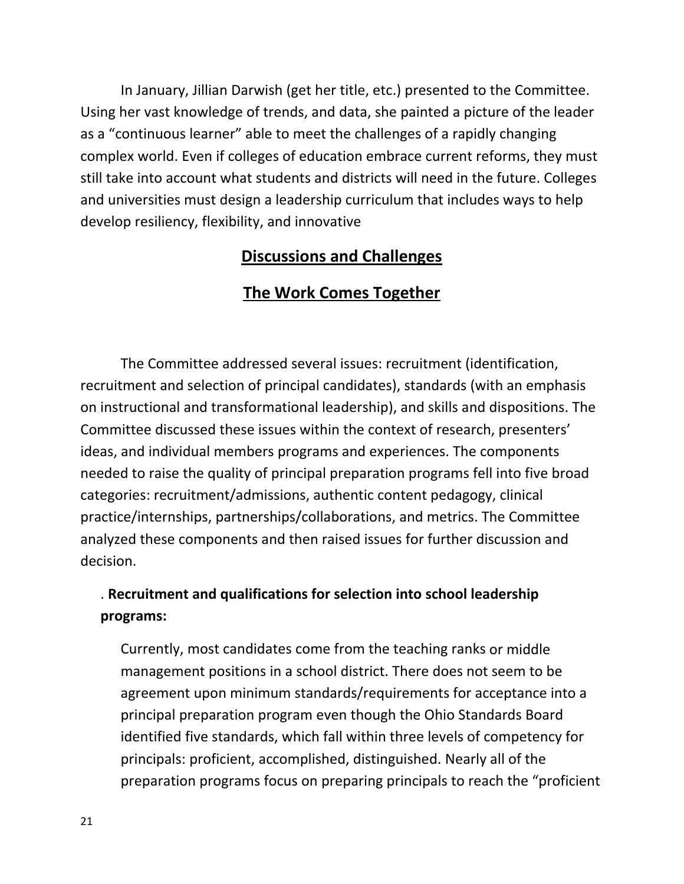In January, Jillian Darwish (get her title, etc.) presented to the Committee. Using her vast knowledge of trends, and data, she painted a picture of the leader as a "continuous learner" able to meet the challenges of a rapidly changing complex world. Even if colleges of education embrace current reforms, they must still take into account what students and districts will need in the future. Colleges and universities must design a leadership curriculum that includes ways to help develop resiliency, flexibility, and innovative

## Discussions and Challenges

## The Work Comes Together

The Committee addressed several issues: recruitment (identification, recruitment and selection of principal candidates), standards (with an emphasis on instructional and transformational leadership), and skills and dispositions. The Committee discussed these issues within the context of research, presenters' ideas, and individual members programs and experiences. The components needed to raise the quality of principal preparation programs fell into five broad categories: recruitment/admissions, authentic content pedagogy, clinical practice/internships, partnerships/collaborations, and metrics. The Committee analyzed these components and then raised issues for further discussion and decision.

. **Recruitment and qualifications for selection into school leadership programs:**

Currently, most candidates come from the teaching ranks or middle management positions in a school district. There does not seem to be agreement upon minimum standards/requirements for acceptance into a principal preparation program even though the Ohio Standards Board identified five standards, which fall within three levels of competency for principals: proficient, accomplished, distinguished. Nearly all of the preparation programs focus on preparing principals to reach the "proficient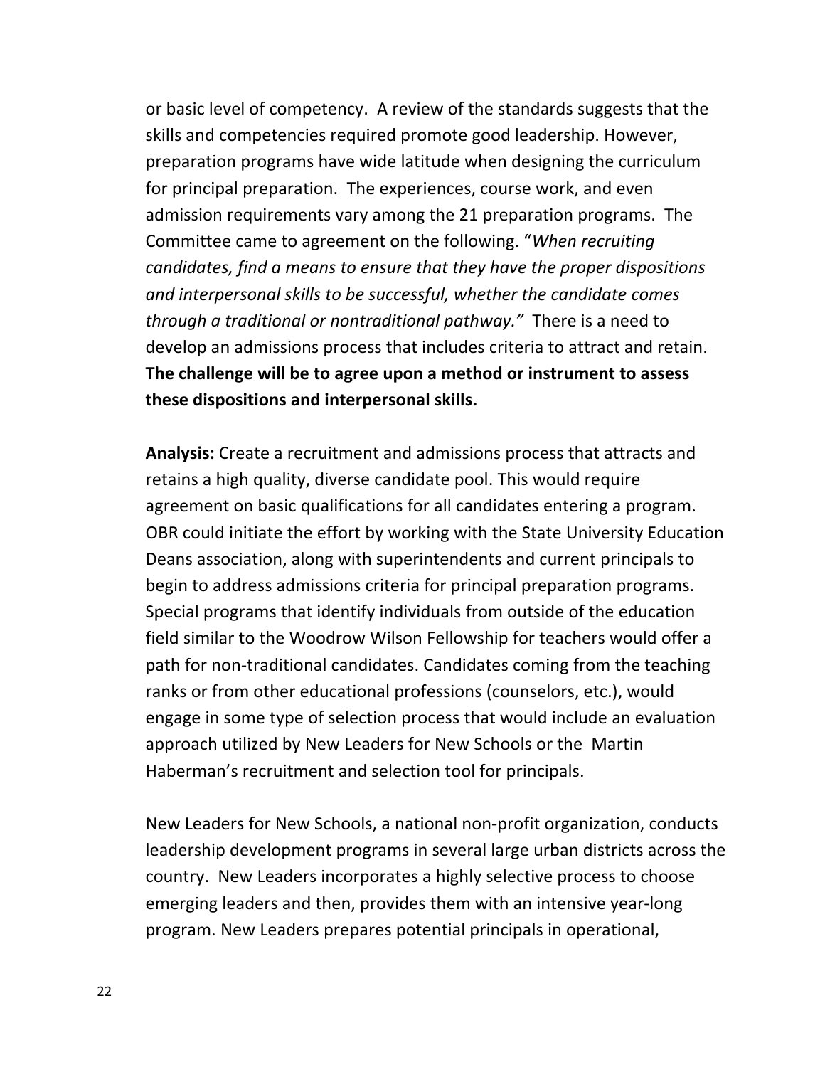or basic level of competency. A review of the standards suggests that the skills and competencies required promote good leadership. However, preparation programs have wide latitude when designing the curriculum for principal preparation. The experiences, course work, and even admission requirements vary among the 21 preparation programs. The Committee came to agreement on the following. "*When recruiting candidates, find a means to ensure that they have the proper dispositions and interpersonal skills to be successful, whether the candidate comes through a traditional or nontraditional pathway."* There is a need to develop an admissions process that includes criteria to attract and retain. **The challenge will be to agree upon a method or instrument to assess these dispositions and interpersonal skills.**

**Analysis:** Create a recruitment and admissions process that attracts and retains a high quality, diverse candidate pool. This would require agreement on basic qualifications for all candidates entering a program. OBR could initiate the effort by working with the State University Education Deans association, along with superintendents and current principals to begin to address admissions criteria for principal preparation programs. Special programs that identify individuals from outside of the education field similar to the Woodrow Wilson Fellowship for teachers would offer a path for non-traditional candidates. Candidates coming from the teaching ranks or from other educational professions (counselors, etc.), would engage in some type of selection process that would include an evaluation approach utilized by New Leaders for New Schools or the Martin Haberman's recruitment and selection tool for principals.

New Leaders for New Schools, a national non-profit organization, conducts leadership development programs in several large urban districts across the country. New Leaders incorporates a highly selective process to choose emerging leaders and then, provides them with an intensive year-long program. New Leaders prepares potential principals in operational,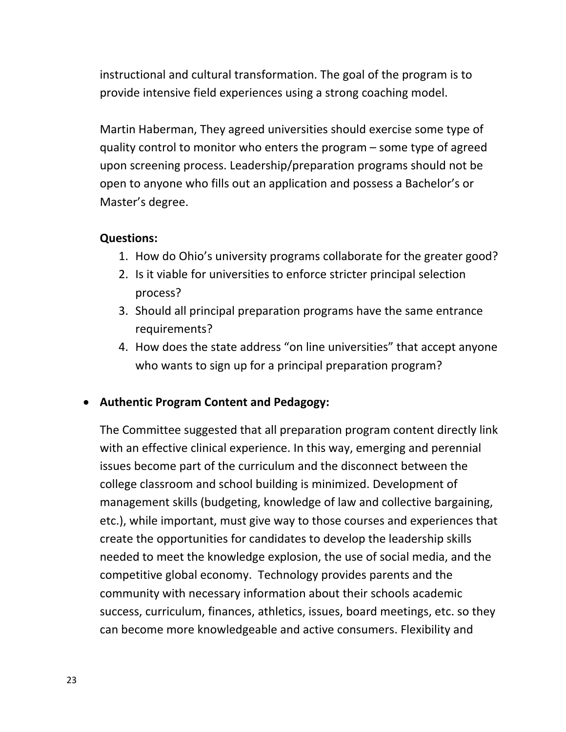instructional and cultural transformation. The goal of the program is to provide intensive field experiences using a strong coaching model.

Martin Haberman, They agreed universities should exercise some type of quality control to monitor who enters the program – some type of agreed upon screening process. Leadership/preparation programs should not be open to anyone who fills out an application and possess a Bachelor's or Master's degree.

**Questions:**

1. How do Ohio's university programs collaborate for the greater good?
2. Is it viable for universities to enforce stricter principal selection process?
3. Should all principal preparation programs have the same entrance requirements?
4. How does the state address "on line universities" that accept anyone who wants to sign up for a principal preparation program?

- **Authentic Program Content and Pedagogy:**

  The Committee suggested that all preparation program content directly link with an effective clinical experience. In this way, emerging and perennial issues become part of the curriculum and the disconnect between the college classroom and school building is minimized. Development of management skills (budgeting, knowledge of law and collective bargaining, etc.), while important, must give way to those courses and experiences that create the opportunities for candidates to develop the leadership skills needed to meet the knowledge explosion, the use of social media, and the competitive global economy. Technology provides parents and the community with necessary information about their schools academic success, curriculum, finances, athletics, issues, board meetings, etc. so they can become more knowledgeable and active consumers. Flexibility and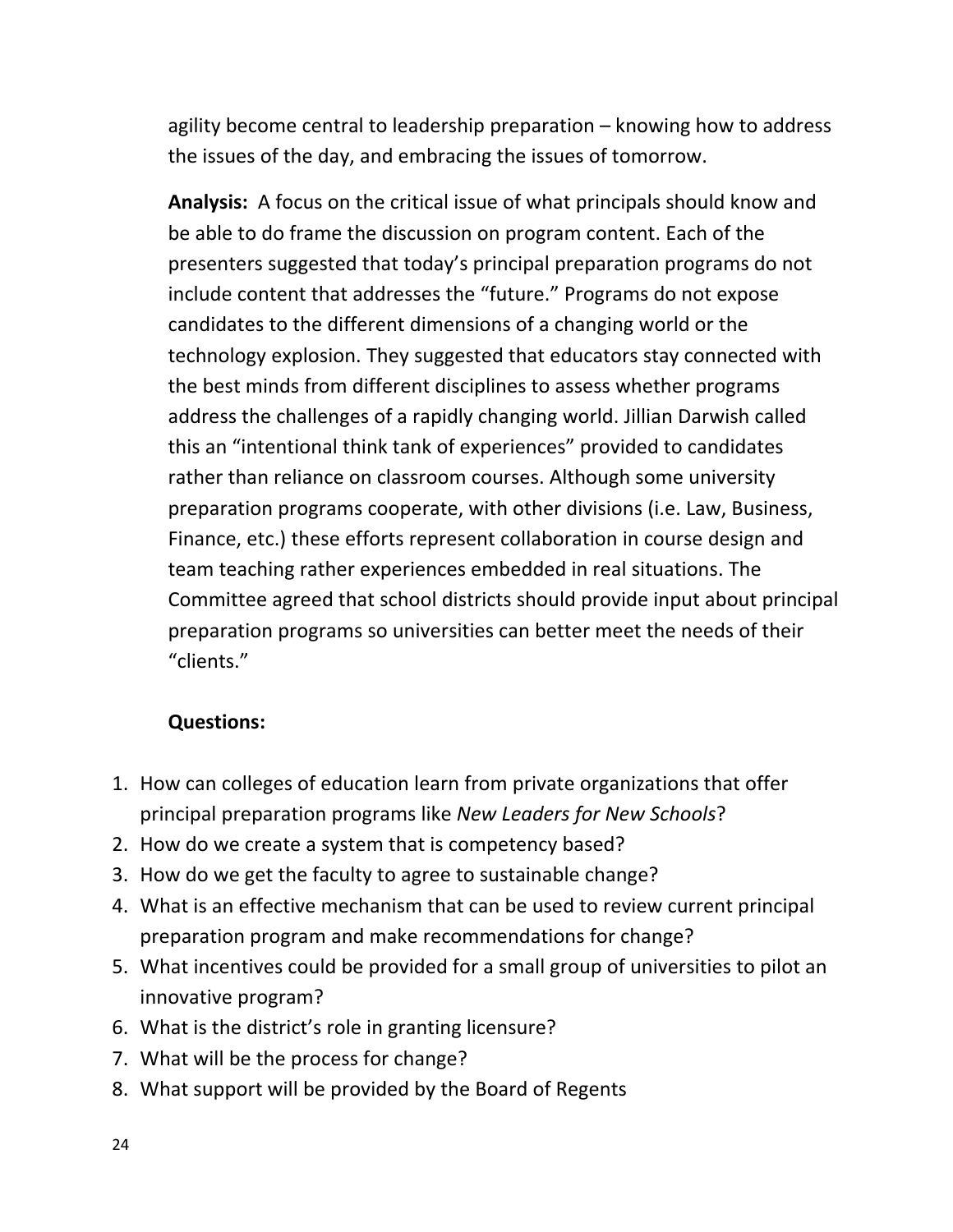agility become central to leadership preparation – knowing how to address the issues of the day, and embracing the issues of tomorrow.

**Analysis:** A focus on the critical issue of what principals should know and be able to do frame the discussion on program content. Each of the presenters suggested that today's principal preparation programs do not include content that addresses the "future." Programs do not expose candidates to the different dimensions of a changing world or the technology explosion. They suggested that educators stay connected with the best minds from different disciplines to assess whether programs address the challenges of a rapidly changing world. Jillian Darwish called this an "intentional think tank of experiences" provided to candidates rather than reliance on classroom courses. Although some university preparation programs cooperate, with other divisions (i.e. Law, Business, Finance, etc.) these efforts represent collaboration in course design and team teaching rather experiences embedded in real situations. The Committee agreed that school districts should provide input about principal preparation programs so universities can better meet the needs of their "clients."

**Questions:**

1. How can colleges of education learn from private organizations that offer principal preparation programs like *New Leaders for New Schools*?
2. How do we create a system that is competency based?
3. How do we get the faculty to agree to sustainable change?
4. What is an effective mechanism that can be used to review current principal preparation program and make recommendations for change?
5. What incentives could be provided for a small group of universities to pilot an innovative program?
6. What is the district's role in granting licensure?
7. What will be the process for change?
8. What support will be provided by the Board of Regents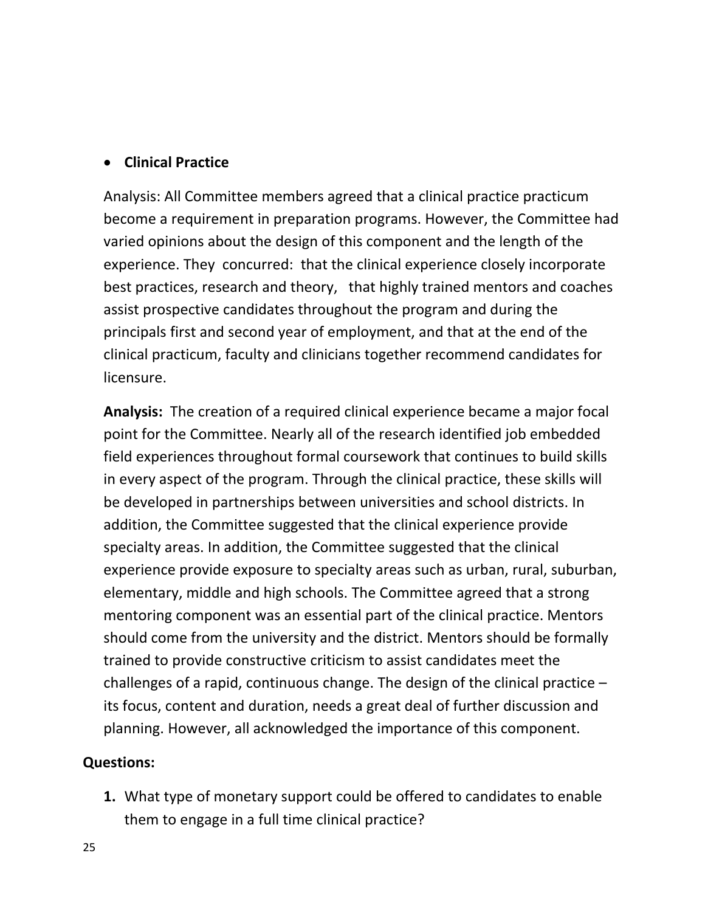- **Clinical Practice**

  Analysis: All Committee members agreed that a clinical practice practicum become a requirement in preparation programs. However, the Committee had varied opinions about the design of this component and the length of the experience. They concurred: that the clinical experience closely incorporate best practices, research and theory, that highly trained mentors and coaches assist prospective candidates throughout the program and during the principals first and second year of employment, and that at the end of the clinical practicum, faculty and clinicians together recommend candidates for licensure.

  **Analysis:** The creation of a required clinical experience became a major focal point for the Committee. Nearly all of the research identified job embedded field experiences throughout formal coursework that continues to build skills in every aspect of the program. Through the clinical practice, these skills will be developed in partnerships between universities and school districts. In addition, the Committee suggested that the clinical experience provide specialty areas. In addition, the Committee suggested that the clinical experience provide exposure to specialty areas such as urban, rural, suburban, elementary, middle and high schools. The Committee agreed that a strong mentoring component was an essential part of the clinical practice. Mentors should come from the university and the district. Mentors should be formally trained to provide constructive criticism to assist candidates meet the challenges of a rapid, continuous change. The design of the clinical practice – its focus, content and duration, needs a great deal of further discussion and planning. However, all acknowledged the importance of this component.

**Questions:**

1. What type of monetary support could be offered to candidates to enable them to engage in a full time clinical practice?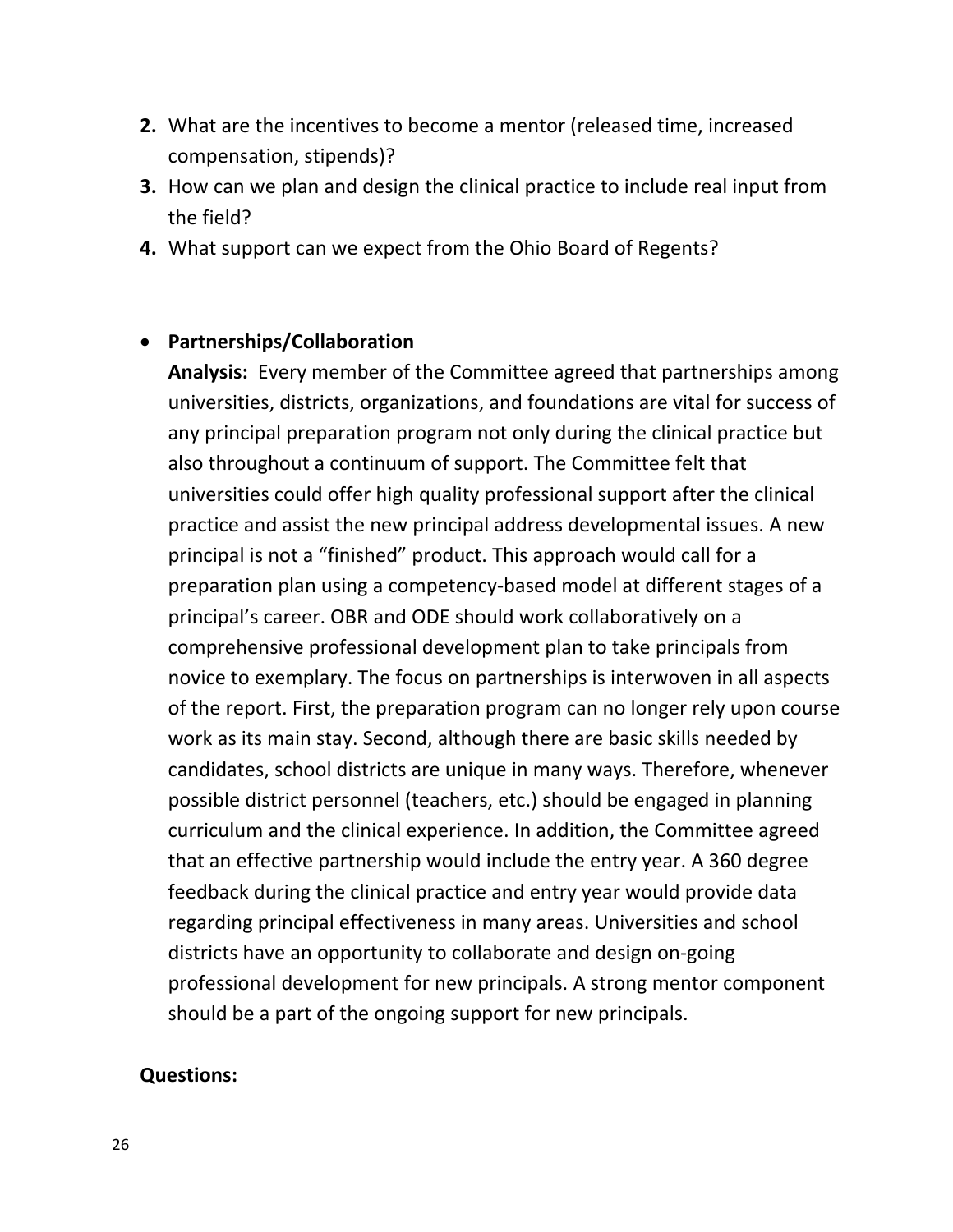2. What are the incentives to become a mentor (released time, increased compensation, stipends)?
3. How can we plan and design the clinical practice to include real input from the field?
4. What support can we expect from the Ohio Board of Regents?

- **Partnerships/Collaboration**

  **Analysis:** Every member of the Committee agreed that partnerships among universities, districts, organizations, and foundations are vital for success of any principal preparation program not only during the clinical practice but also throughout a continuum of support. The Committee felt that universities could offer high quality professional support after the clinical practice and assist the new principal address developmental issues. A new principal is not a “finished” product. This approach would call for a preparation plan using a competency-based model at different stages of a principal’s career. OBR and ODE should work collaboratively on a comprehensive professional development plan to take principals from novice to exemplary. The focus on partnerships is interwoven in all aspects of the report. First, the preparation program can no longer rely upon course work as its main stay. Second, although there are basic skills needed by candidates, school districts are unique in many ways. Therefore, whenever possible district personnel (teachers, etc.) should be engaged in planning curriculum and the clinical experience. In addition, the Committee agreed that an effective partnership would include the entry year. A 360 degree feedback during the clinical practice and entry year would provide data regarding principal effectiveness in many areas. Universities and school districts have an opportunity to collaborate and design on-going professional development for new principals. A strong mentor component should be a part of the ongoing support for new principals.

**Questions:**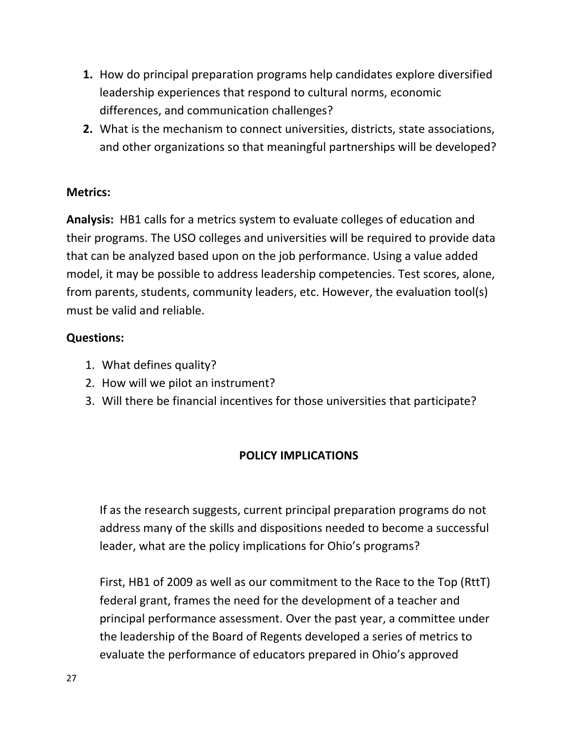1. How do principal preparation programs help candidates explore diversified leadership experiences that respond to cultural norms, economic differences, and communication challenges?
2. What is the mechanism to connect universities, districts, state associations, and other organizations so that meaningful partnerships will be developed?

**Metrics:**

**Analysis:** HB1 calls for a metrics system to evaluate colleges of education and their programs. The USO colleges and universities will be required to provide data that can be analyzed based upon on the job performance. Using a value added model, it may be possible to address leadership competencies. Test scores, alone, from parents, students, community leaders, etc. However, the evaluation tool(s) must be valid and reliable.

**Questions:**

1. What defines quality?
2. How will we pilot an instrument?
3. Will there be financial incentives for those universities that participate?

## POLICY IMPLICATIONS

If as the research suggests, current principal preparation programs do not address many of the skills and dispositions needed to become a successful leader, what are the policy implications for Ohio's programs?

First, HB1 of 2009 as well as our commitment to the Race to the Top (RttT) federal grant, frames the need for the development of a teacher and principal performance assessment. Over the past year, a committee under the leadership of the Board of Regents developed a series of metrics to evaluate the performance of educators prepared in Ohio's approved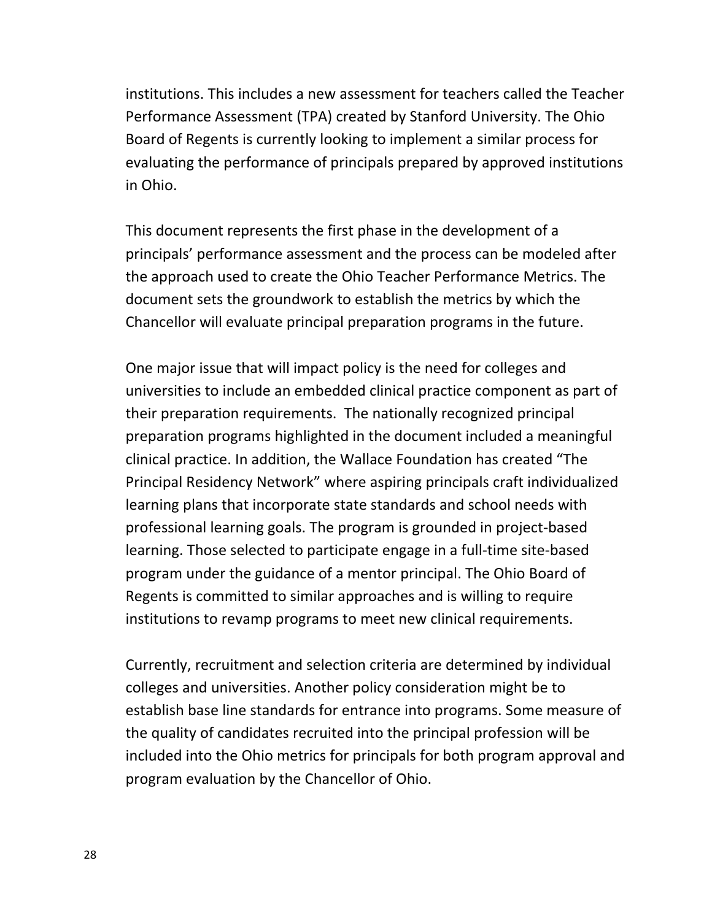institutions. This includes a new assessment for teachers called the Teacher Performance Assessment (TPA) created by Stanford University. The Ohio Board of Regents is currently looking to implement a similar process for evaluating the performance of principals prepared by approved institutions in Ohio.

This document represents the first phase in the development of a principals' performance assessment and the process can be modeled after the approach used to create the Ohio Teacher Performance Metrics. The document sets the groundwork to establish the metrics by which the Chancellor will evaluate principal preparation programs in the future.

One major issue that will impact policy is the need for colleges and universities to include an embedded clinical practice component as part of their preparation requirements. The nationally recognized principal preparation programs highlighted in the document included a meaningful clinical practice. In addition, the Wallace Foundation has created "The Principal Residency Network" where aspiring principals craft individualized learning plans that incorporate state standards and school needs with professional learning goals. The program is grounded in project-based learning. Those selected to participate engage in a full-time site-based program under the guidance of a mentor principal. The Ohio Board of Regents is committed to similar approaches and is willing to require institutions to revamp programs to meet new clinical requirements.

Currently, recruitment and selection criteria are determined by individual colleges and universities. Another policy consideration might be to establish base line standards for entrance into programs. Some measure of the quality of candidates recruited into the principal profession will be included into the Ohio metrics for principals for both program approval and program evaluation by the Chancellor of Ohio.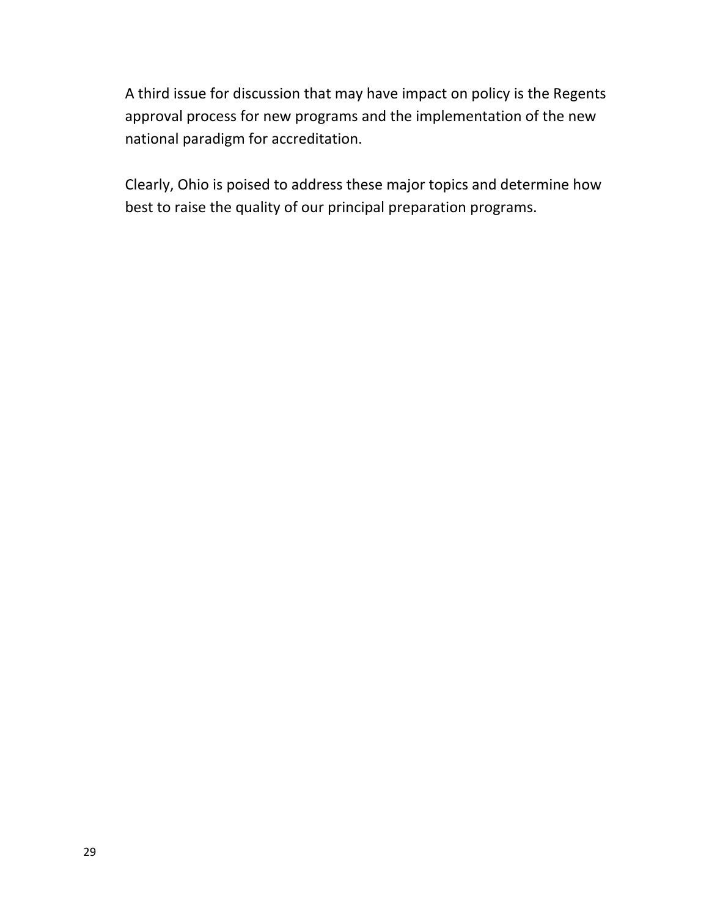A third issue for discussion that may have impact on policy is the Regents approval process for new programs and the implementation of the new national paradigm for accreditation.

Clearly, Ohio is poised to address these major topics and determine how best to raise the quality of our principal preparation programs.